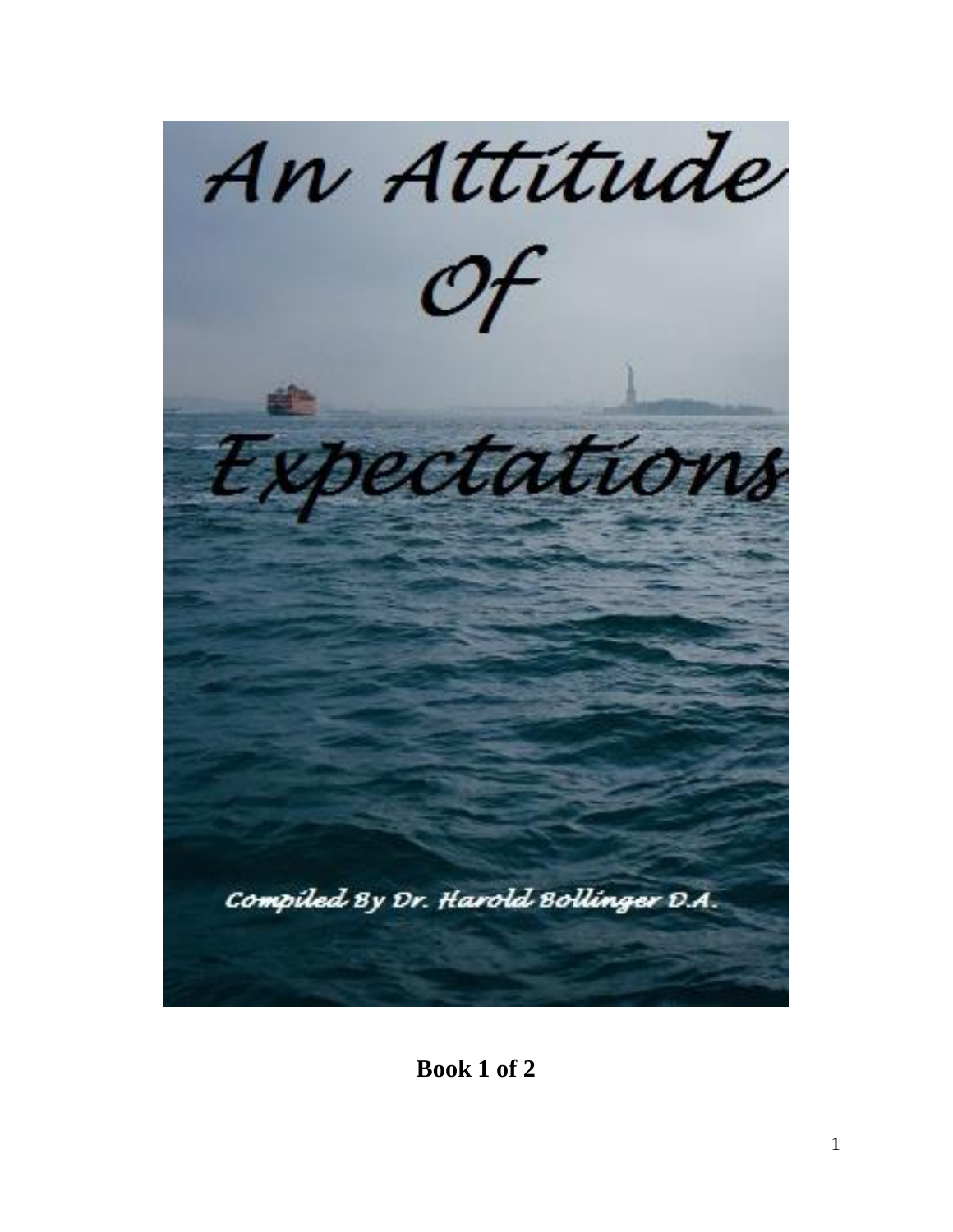# An Attitude Of Expectations

Compiled By Dr. Harold Bollinger D.A.

**Book 1 of 2**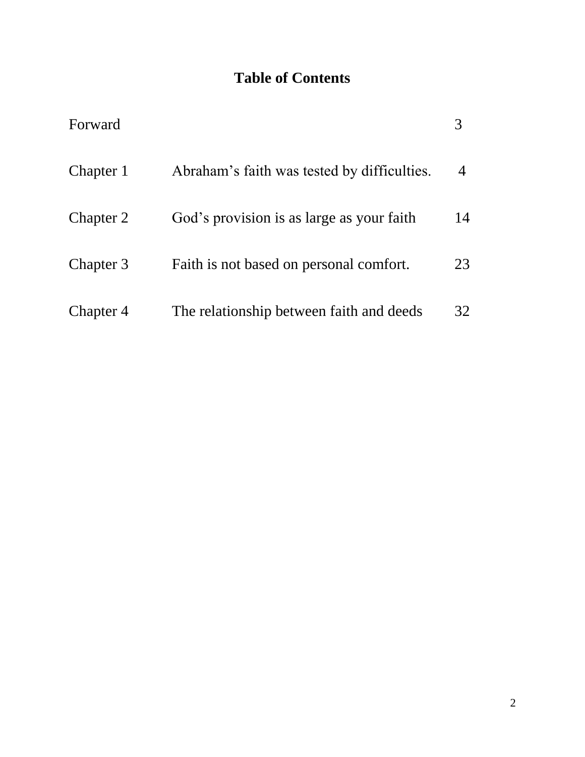# Table of Contents

| | | |
|---|---|---|
| Forward | | 3 |
| Chapter 1 | Abraham’s faith was tested by difficulties. | 4 |
| Chapter 2 | God’s provision is as large as your faith | 14 |
| Chapter 3 | Faith is not based on personal comfort. | 23 |
| Chapter 4 | The relationship between faith and deeds | 32 |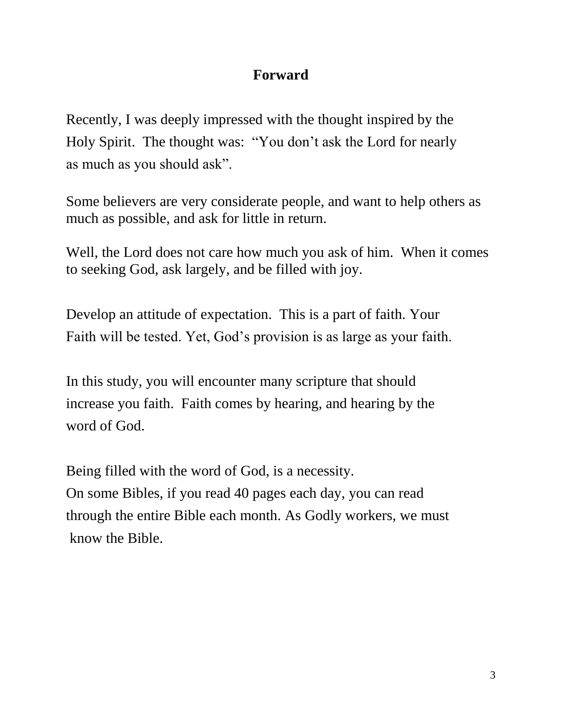# Forward

Recently, I was deeply impressed with the thought inspired by the Holy Spirit. The thought was: "You don't ask the Lord for nearly as much as you should ask".

Some believers are very considerate people, and want to help others as much as possible, and ask for little in return.

Well, the Lord does not care how much you ask of him. When it comes to seeking God, ask largely, and be filled with joy.

Develop an attitude of expectation. This is a part of faith. Your Faith will be tested. Yet, God's provision is as large as your faith.

In this study, you will encounter many scripture that should increase you faith. Faith comes by hearing, and hearing by the word of God.

Being filled with the word of God, is a necessity.
On some Bibles, if you read 40 pages each day, you can read through the entire Bible each month. As Godly workers, we must know the Bible.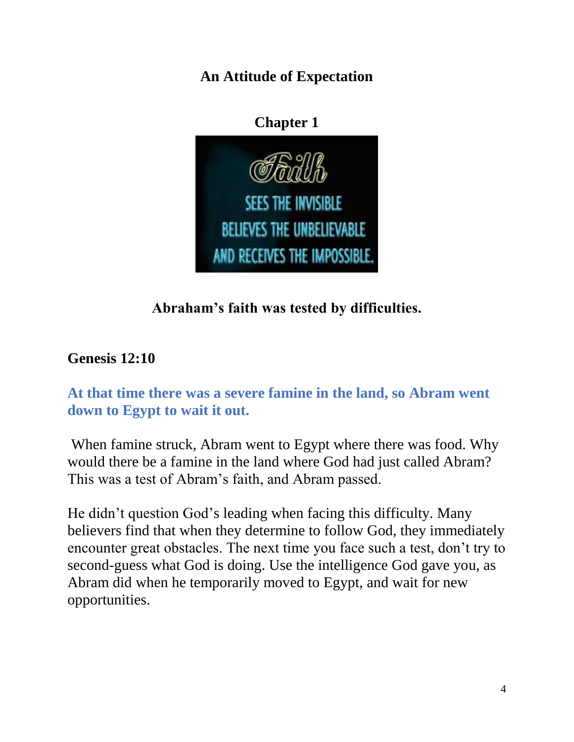# An Attitude of Expectation

## Chapter 1

**Abraham's faith was tested by difficulties.**

**Genesis 12:10**

**At that time there was a severe famine in the land, so Abram went down to Egypt to wait it out.**

When famine struck, Abram went to Egypt where there was food. Why would there be a famine in the land where God had just called Abram? This was a test of Abram's faith, and Abram passed.

He didn't question God's leading when facing this difficulty. Many believers find that when they determine to follow God, they immediately encounter great obstacles. The next time you face such a test, don't try to second-guess what God is doing. Use the intelligence God gave you, as Abram did when he temporarily moved to Egypt, and wait for new opportunities.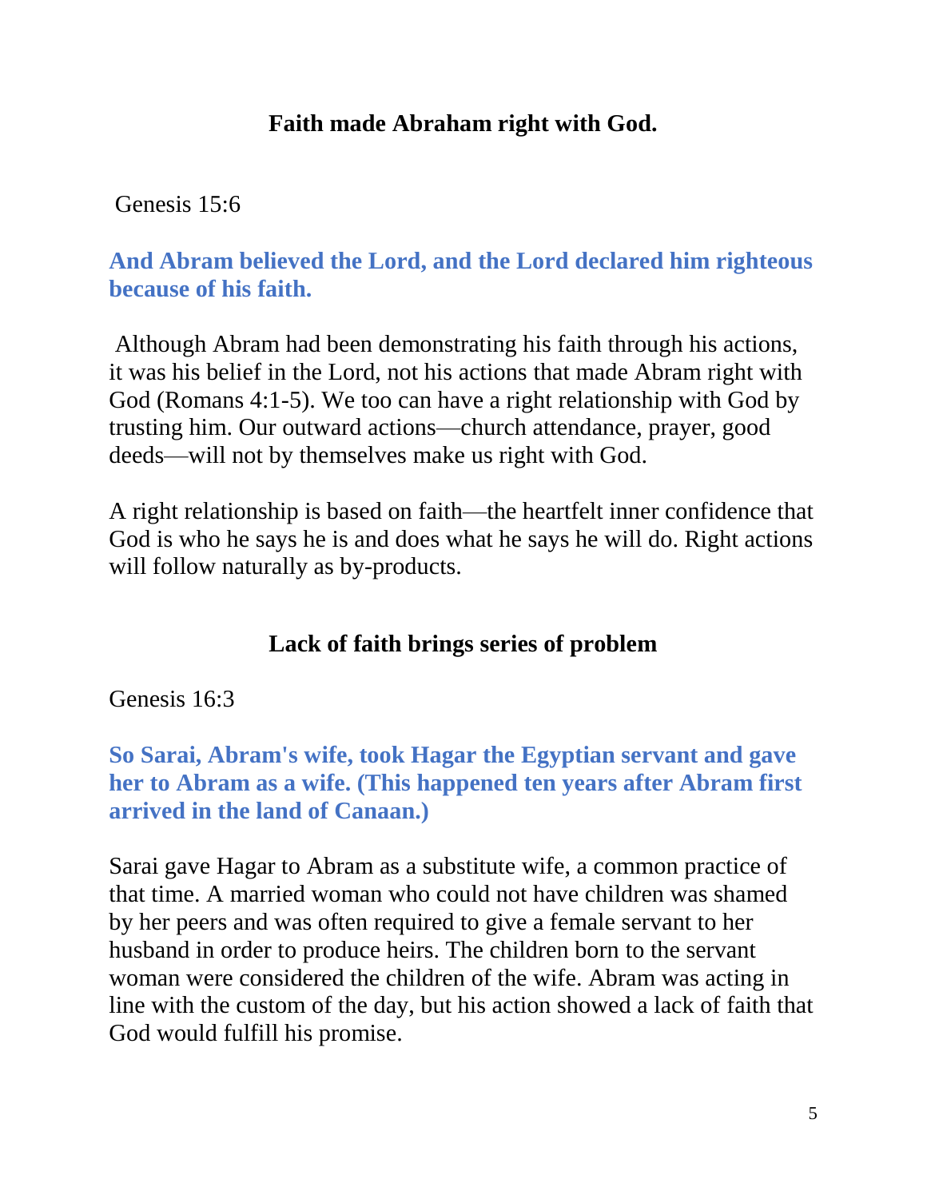## Faith made Abraham right with God.

Genesis 15:6

**And Abram believed the Lord, and the Lord declared him righteous because of his faith.**

Although Abram had been demonstrating his faith through his actions, it was his belief in the Lord, not his actions that made Abram right with God (Romans 4:1-5). We too can have a right relationship with God by trusting him. Our outward actions—church attendance, prayer, good deeds—will not by themselves make us right with God.

A right relationship is based on faith—the heartfelt inner confidence that God is who he says he is and does what he says he will do. Right actions will follow naturally as by-products.

## Lack of faith brings series of problem

Genesis 16:3

**So Sarai, Abram's wife, took Hagar the Egyptian servant and gave her to Abram as a wife. (This happened ten years after Abram first arrived in the land of Canaan.)**

Sarai gave Hagar to Abram as a substitute wife, a common practice of that time. A married woman who could not have children was shamed by her peers and was often required to give a female servant to her husband in order to produce heirs. The children born to the servant woman were considered the children of the wife. Abram was acting in line with the custom of the day, but his action showed a lack of faith that God would fulfill his promise.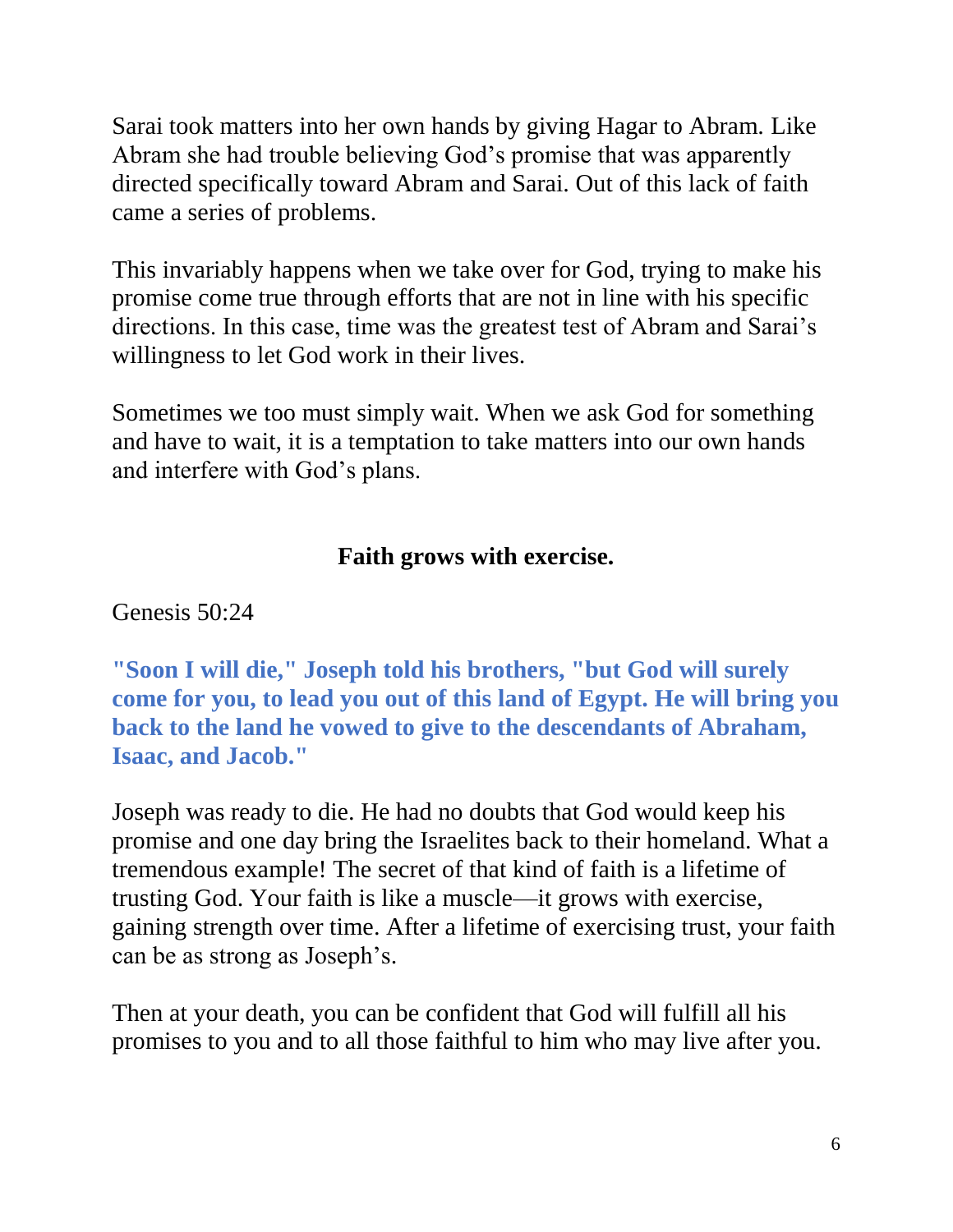Sarai took matters into her own hands by giving Hagar to Abram. Like Abram she had trouble believing God's promise that was apparently directed specifically toward Abram and Sarai. Out of this lack of faith came a series of problems.

This invariably happens when we take over for God, trying to make his promise come true through efforts that are not in line with his specific directions. In this case, time was the greatest test of Abram and Sarai's willingness to let God work in their lives.

Sometimes we too must simply wait. When we ask God for something and have to wait, it is a temptation to take matters into our own hands and interfere with God's plans.

## Faith grows with exercise.

Genesis 50:24

**"Soon I will die," Joseph told his brothers, "but God will surely come for you, to lead you out of this land of Egypt. He will bring you back to the land he vowed to give to the descendants of Abraham, Isaac, and Jacob."**

Joseph was ready to die. He had no doubts that God would keep his promise and one day bring the Israelites back to their homeland. What a tremendous example! The secret of that kind of faith is a lifetime of trusting God. Your faith is like a muscle—it grows with exercise, gaining strength over time. After a lifetime of exercising trust, your faith can be as strong as Joseph's.

Then at your death, you can be confident that God will fulfill all his promises to you and to all those faithful to him who may live after you.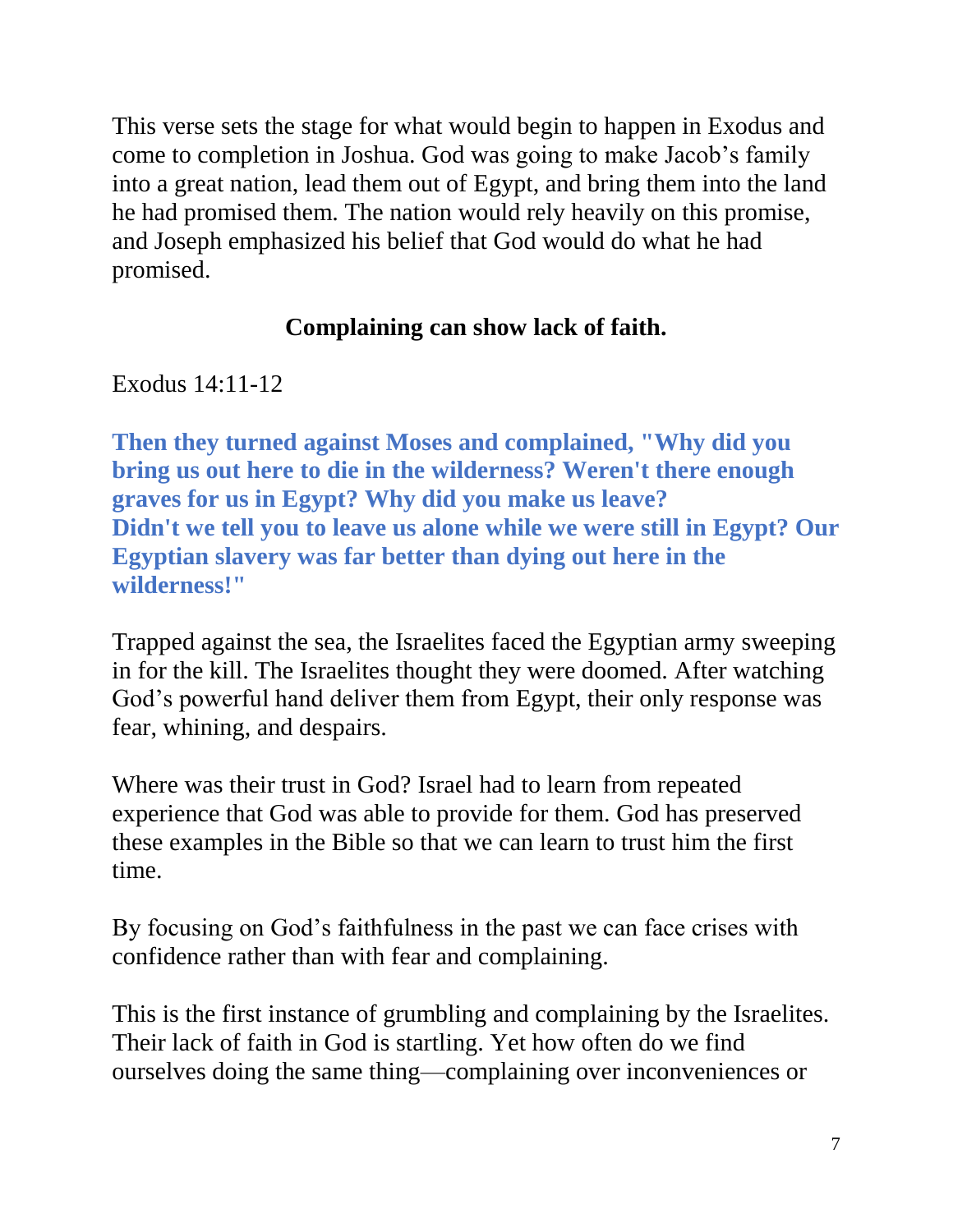This verse sets the stage for what would begin to happen in Exodus and come to completion in Joshua. God was going to make Jacob's family into a great nation, lead them out of Egypt, and bring them into the land he had promised them. The nation would rely heavily on this promise, and Joseph emphasized his belief that God would do what he had promised.

**Complaining can show lack of faith.**

Exodus 14:11-12

**Then they turned against Moses and complained, "Why did you bring us out here to die in the wilderness? Weren't there enough graves for us in Egypt? Why did you make us leave? Didn't we tell you to leave us alone while we were still in Egypt? Our Egyptian slavery was far better than dying out here in the wilderness!"**

Trapped against the sea, the Israelites faced the Egyptian army sweeping in for the kill. The Israelites thought they were doomed. After watching God's powerful hand deliver them from Egypt, their only response was fear, whining, and despairs.

Where was their trust in God? Israel had to learn from repeated experience that God was able to provide for them. God has preserved these examples in the Bible so that we can learn to trust him the first time.

By focusing on God's faithfulness in the past we can face crises with confidence rather than with fear and complaining.

This is the first instance of grumbling and complaining by the Israelites. Their lack of faith in God is startling. Yet how often do we find ourselves doing the same thing—complaining over inconveniences or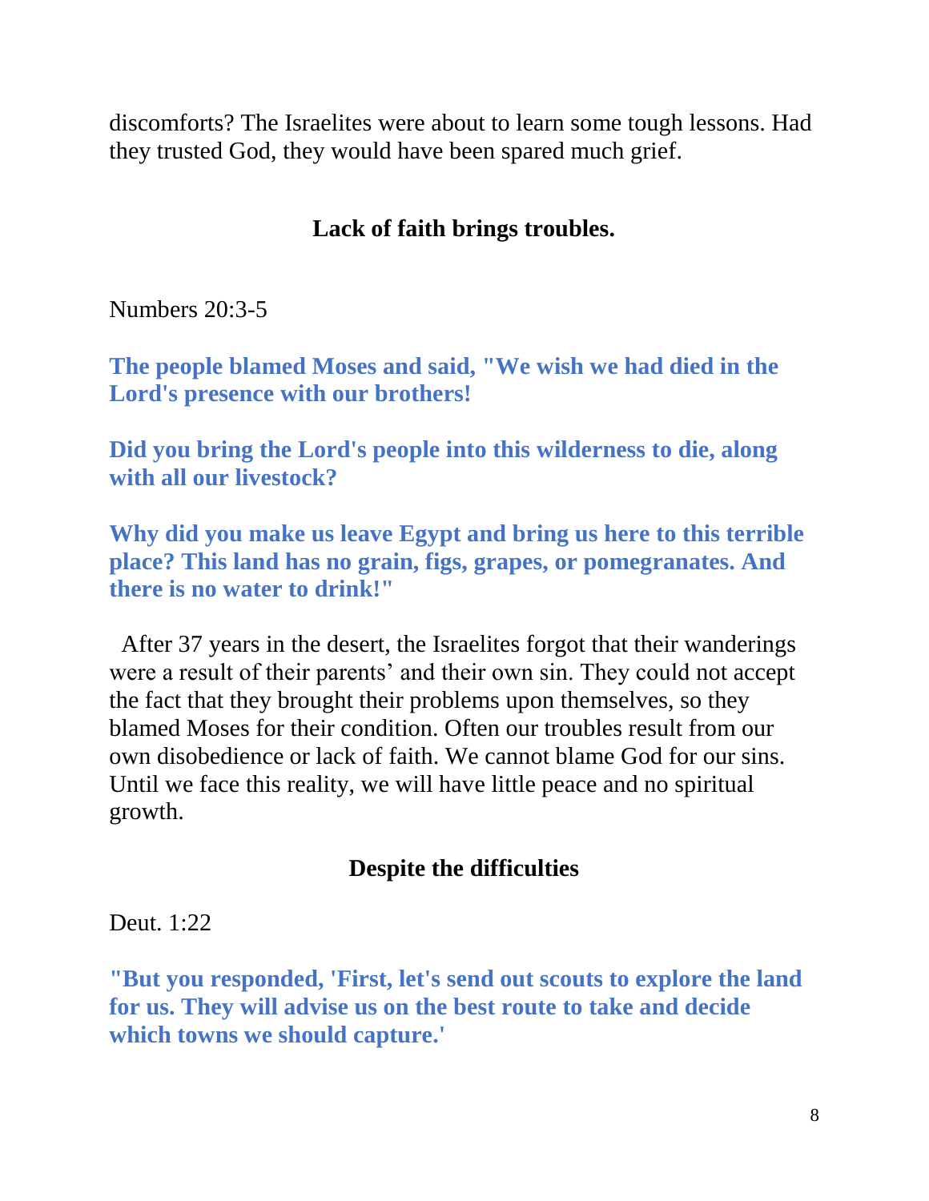discomforts? The Israelites were about to learn some tough lessons. Had they trusted God, they would have been spared much grief.

## Lack of faith brings troubles.

Numbers 20:3-5

**The people blamed Moses and said, "We wish we had died in the Lord's presence with our brothers!**

**Did you bring the Lord's people into this wilderness to die, along with all our livestock?**

**Why did you make us leave Egypt and bring us here to this terrible place? This land has no grain, figs, grapes, or pomegranates. And there is no water to drink!"**

After 37 years in the desert, the Israelites forgot that their wanderings were a result of their parents' and their own sin. They could not accept the fact that they brought their problems upon themselves, so they blamed Moses for their condition. Often our troubles result from our own disobedience or lack of faith. We cannot blame God for our sins. Until we face this reality, we will have little peace and no spiritual growth.

## Despite the difficulties

Deut. 1:22

**"But you responded, 'First, let's send out scouts to explore the land for us. They will advise us on the best route to take and decide which towns we should capture.'**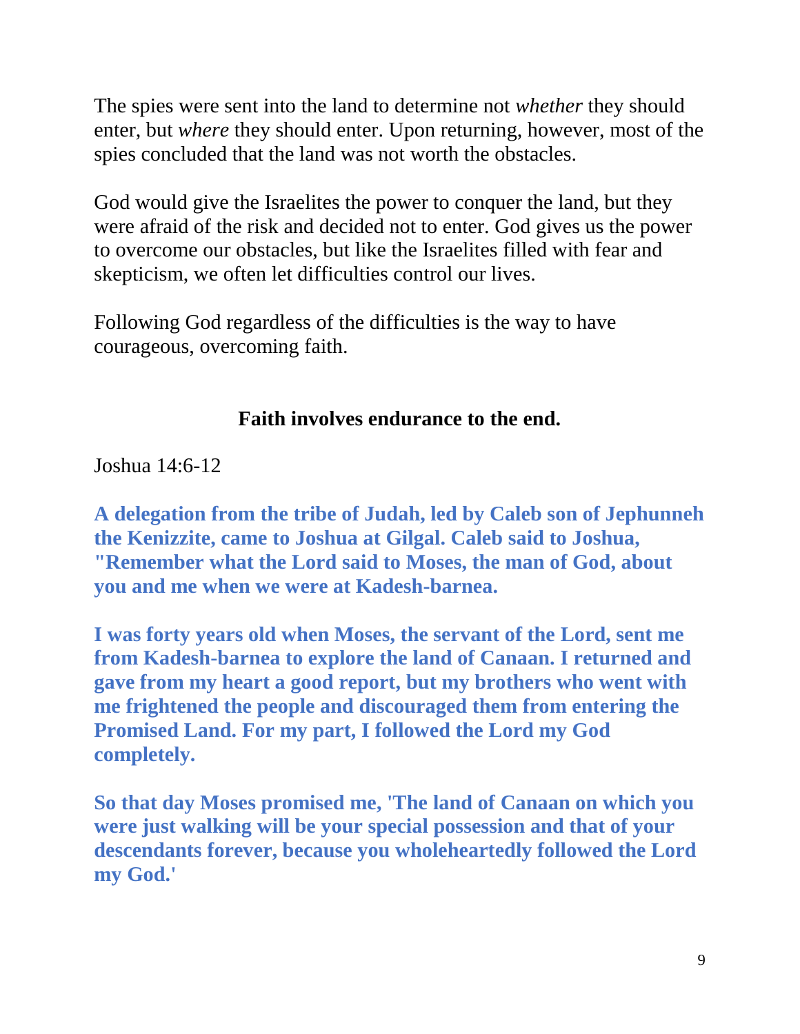The spies were sent into the land to determine not *whether* they should enter, but *where* they should enter. Upon returning, however, most of the spies concluded that the land was not worth the obstacles.

God would give the Israelites the power to conquer the land, but they were afraid of the risk and decided not to enter. God gives us the power to overcome our obstacles, but like the Israelites filled with fear and skepticism, we often let difficulties control our lives.

Following God regardless of the difficulties is the way to have courageous, overcoming faith.

**Faith involves endurance to the end.**

Joshua 14:6-12

**A delegation from the tribe of Judah, led by Caleb son of Jephunneh the Kenizzite, came to Joshua at Gilgal. Caleb said to Joshua, "Remember what the Lord said to Moses, the man of God, about you and me when we were at Kadesh-barnea.**

**I was forty years old when Moses, the servant of the Lord, sent me from Kadesh-barnea to explore the land of Canaan. I returned and gave from my heart a good report, but my brothers who went with me frightened the people and discouraged them from entering the Promised Land. For my part, I followed the Lord my God completely.**

**So that day Moses promised me, 'The land of Canaan on which you were just walking will be your special possession and that of your descendants forever, because you wholeheartedly followed the Lord my God.'**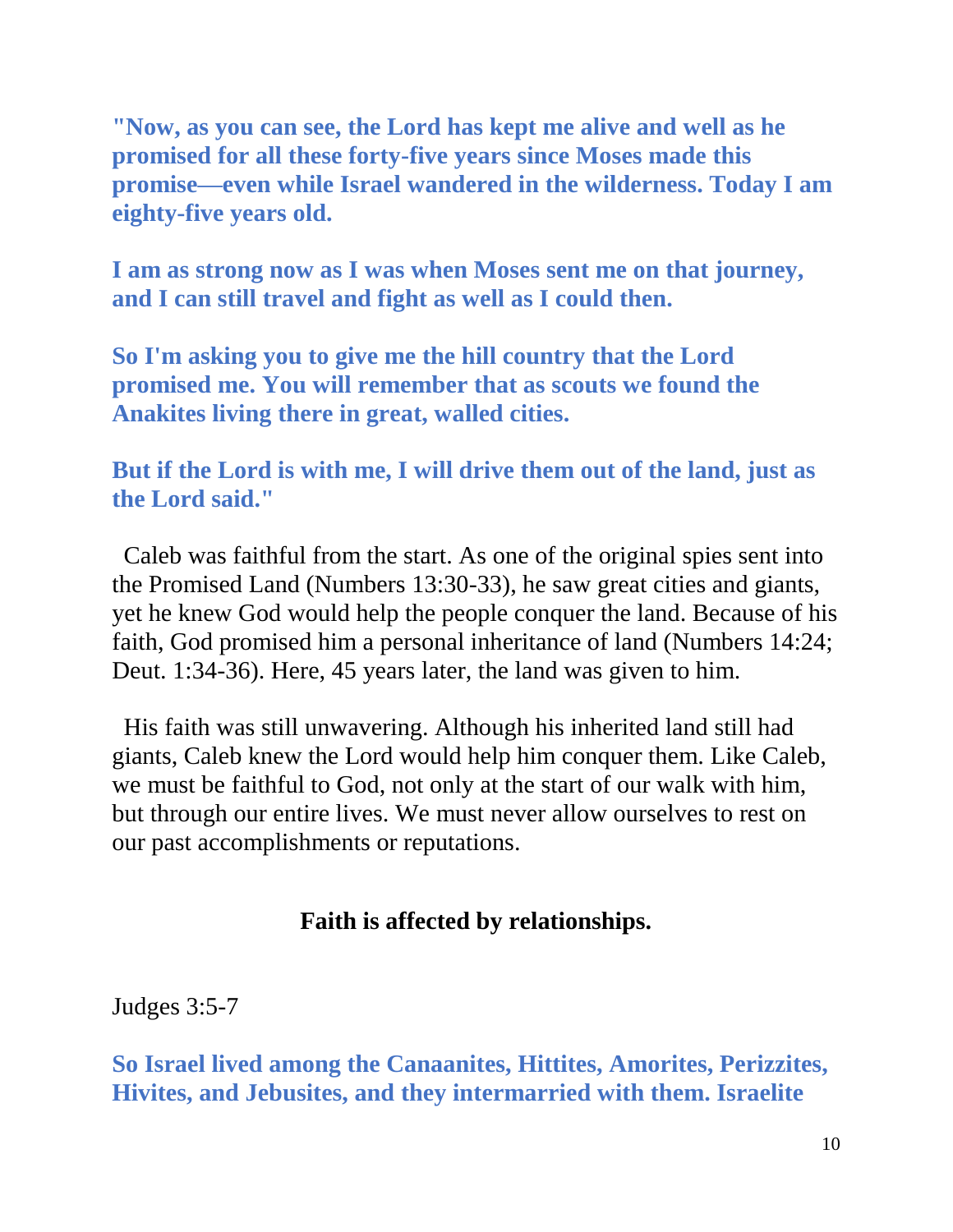**"Now, as you can see, the Lord has kept me alive and well as he promised for all these forty-five years since Moses made this promise—even while Israel wandered in the wilderness. Today I am eighty-five years old.**

**I am as strong now as I was when Moses sent me on that journey, and I can still travel and fight as well as I could then.**

**So I'm asking you to give me the hill country that the Lord promised me. You will remember that as scouts we found the Anakites living there in great, walled cities.**

**But if the Lord is with me, I will drive them out of the land, just as the Lord said."**

Caleb was faithful from the start. As one of the original spies sent into the Promised Land (Numbers 13:30-33), he saw great cities and giants, yet he knew God would help the people conquer the land. Because of his faith, God promised him a personal inheritance of land (Numbers 14:24; Deut. 1:34-36). Here, 45 years later, the land was given to him.

His faith was still unwavering. Although his inherited land still had giants, Caleb knew the Lord would help him conquer them. Like Caleb, we must be faithful to God, not only at the start of our walk with him, but through our entire lives. We must never allow ourselves to rest on our past accomplishments or reputations.

**Faith is affected by relationships.**

Judges 3:5-7

**So Israel lived among the Canaanites, Hittites, Amorites, Perizzites, Hivites, and Jebusites, and they intermarried with them. Israelite**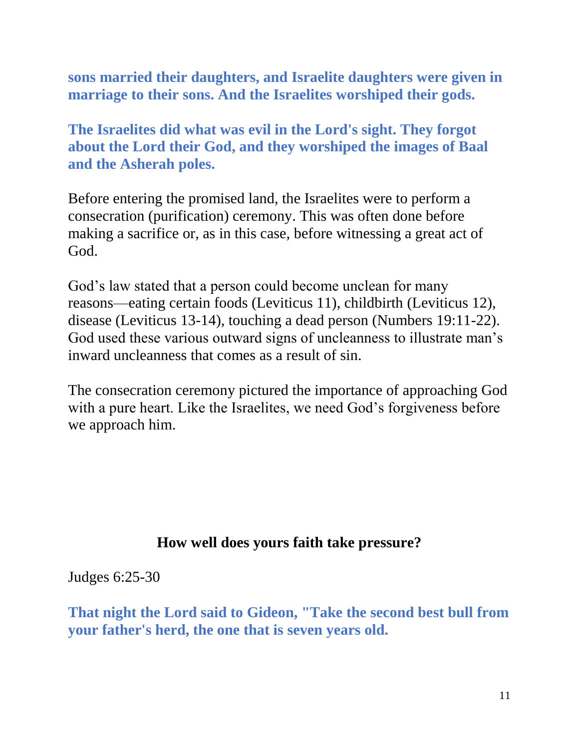**sons married their daughters, and Israelite daughters were given in marriage to their sons. And the Israelites worshiped their gods.**

**The Israelites did what was evil in the Lord's sight. They forgot about the Lord their God, and they worshiped the images of Baal and the Asherah poles.**

Before entering the promised land, the Israelites were to perform a consecration (purification) ceremony. This was often done before making a sacrifice or, as in this case, before witnessing a great act of God.

God's law stated that a person could become unclean for many reasons—eating certain foods (Leviticus 11), childbirth (Leviticus 12), disease (Leviticus 13-14), touching a dead person (Numbers 19:11-22). God used these various outward signs of uncleanness to illustrate man's inward uncleanness that comes as a result of sin.

The consecration ceremony pictured the importance of approaching God with a pure heart. Like the Israelites, we need God's forgiveness before we approach him.

## How well does yours faith take pressure?

Judges 6:25-30

**That night the Lord said to Gideon, "Take the second best bull from your father's herd, the one that is seven years old.**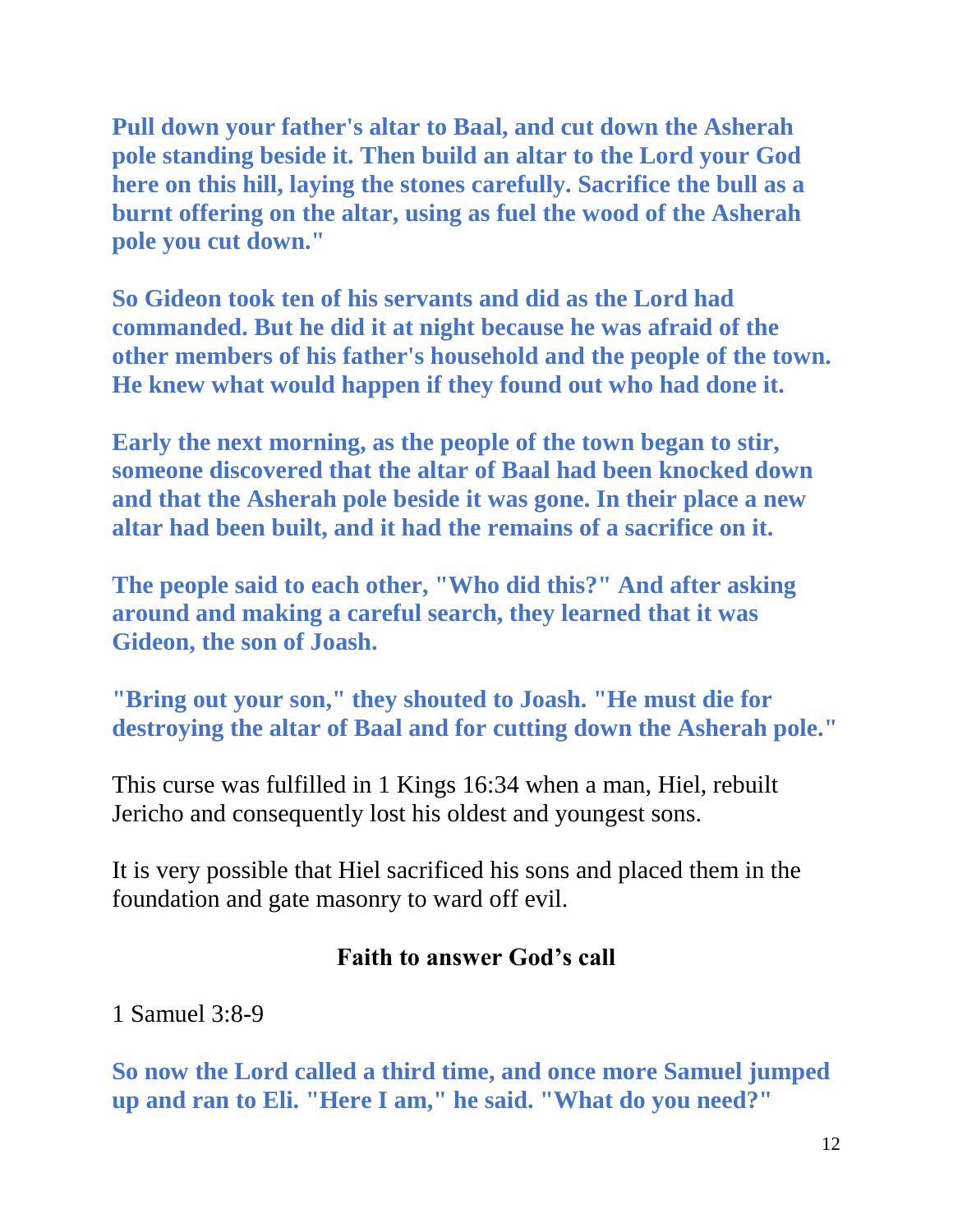**Pull down your father's altar to Baal, and cut down the Asherah pole standing beside it. Then build an altar to the Lord your God here on this hill, laying the stones carefully. Sacrifice the bull as a burnt offering on the altar, using as fuel the wood of the Asherah pole you cut down."**

**So Gideon took ten of his servants and did as the Lord had commanded. But he did it at night because he was afraid of the other members of his father's household and the people of the town. He knew what would happen if they found out who had done it.**

**Early the next morning, as the people of the town began to stir, someone discovered that the altar of Baal had been knocked down and that the Asherah pole beside it was gone. In their place a new altar had been built, and it had the remains of a sacrifice on it.**

**The people said to each other, "Who did this?" And after asking around and making a careful search, they learned that it was Gideon, the son of Joash.**

**"Bring out your son," they shouted to Joash. "He must die for destroying the altar of Baal and for cutting down the Asherah pole."**

This curse was fulfilled in 1 Kings 16:34 when a man, Hiel, rebuilt Jericho and consequently lost his oldest and youngest sons.

It is very possible that Hiel sacrificed his sons and placed them in the foundation and gate masonry to ward off evil.

## Faith to answer God's call

1 Samuel 3:8-9

**So now the Lord called a third time, and once more Samuel jumped up and ran to Eli. "Here I am," he said. "What do you need?"**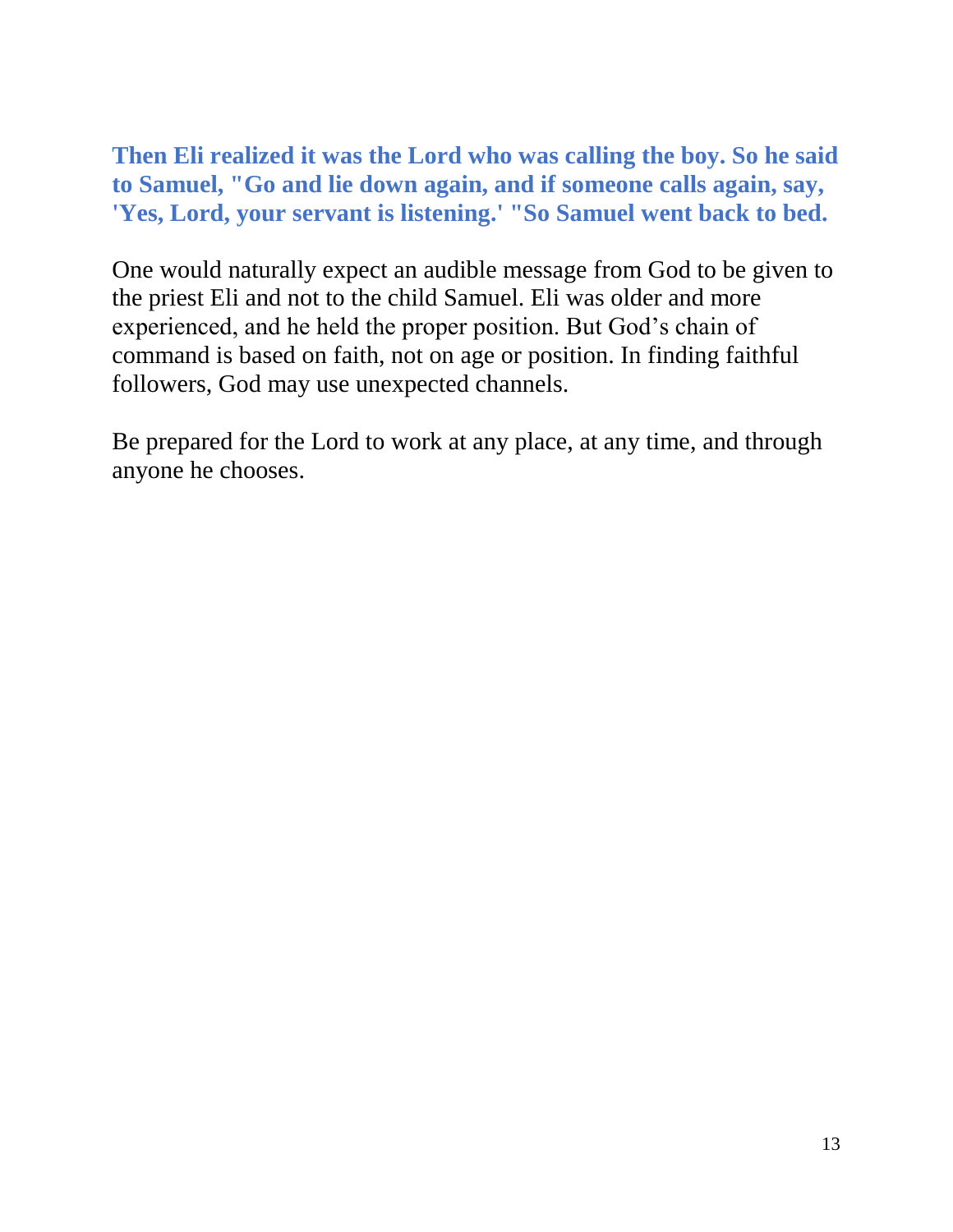**Then Eli realized it was the Lord who was calling the boy. So he said to Samuel, "Go and lie down again, and if someone calls again, say, 'Yes, Lord, your servant is listening.' "So Samuel went back to bed.**

One would naturally expect an audible message from God to be given to the priest Eli and not to the child Samuel. Eli was older and more experienced, and he held the proper position. But God's chain of command is based on faith, not on age or position. In finding faithful followers, God may use unexpected channels.

Be prepared for the Lord to work at any place, at any time, and through anyone he chooses.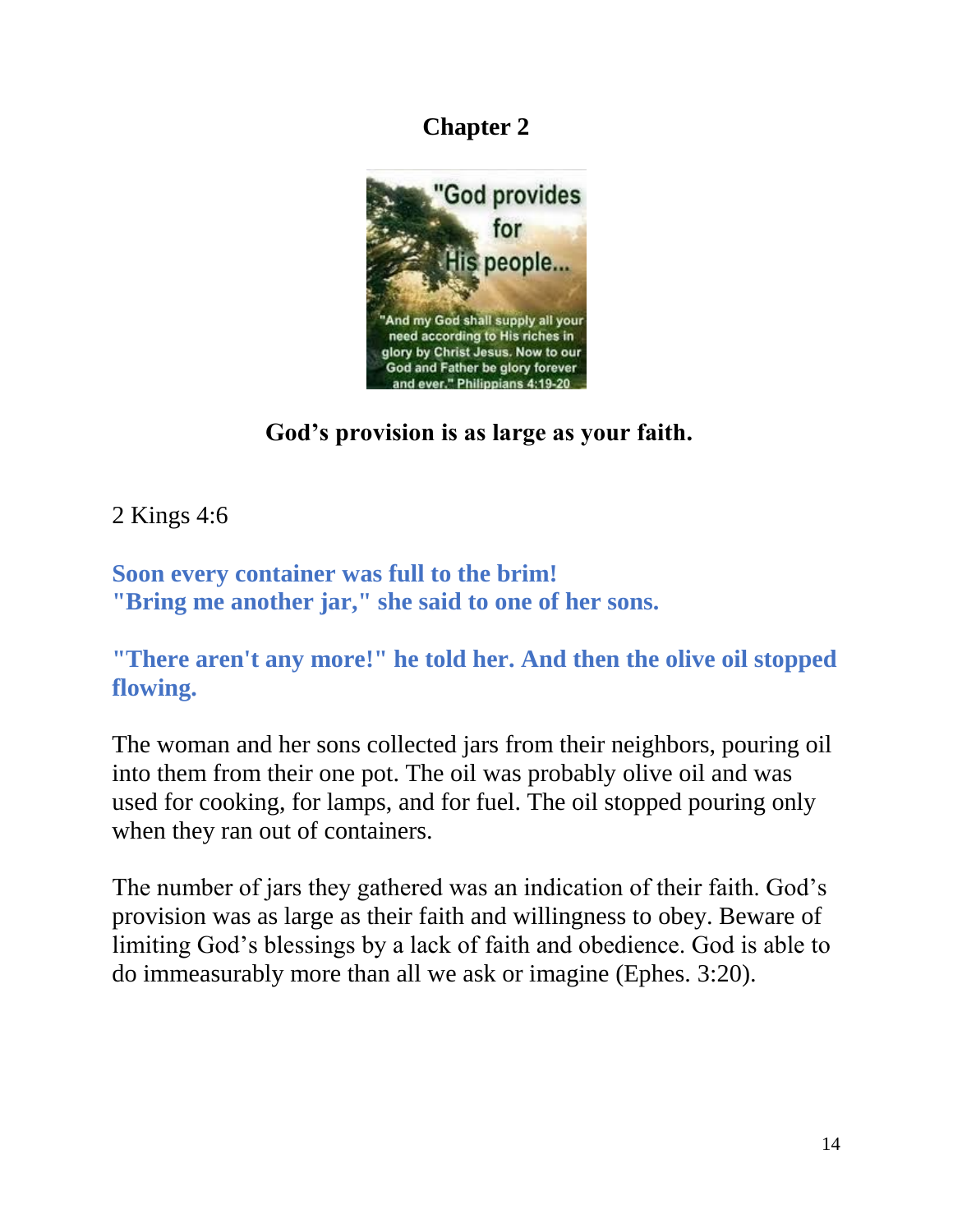# Chapter 2

**God's provision is as large as your faith.**

2 Kings 4:6

**Soon every container was full to the brim!**
**"Bring me another jar," she said to one of her sons.**

**"There aren't any more!" he told her. And then the olive oil stopped flowing.**

The woman and her sons collected jars from their neighbors, pouring oil into them from their one pot. The oil was probably olive oil and was used for cooking, for lamps, and for fuel. The oil stopped pouring only when they ran out of containers.

The number of jars they gathered was an indication of their faith. God's provision was as large as their faith and willingness to obey. Beware of limiting God's blessings by a lack of faith and obedience. God is able to do immeasurably more than all we ask or imagine (Ephes. 3:20).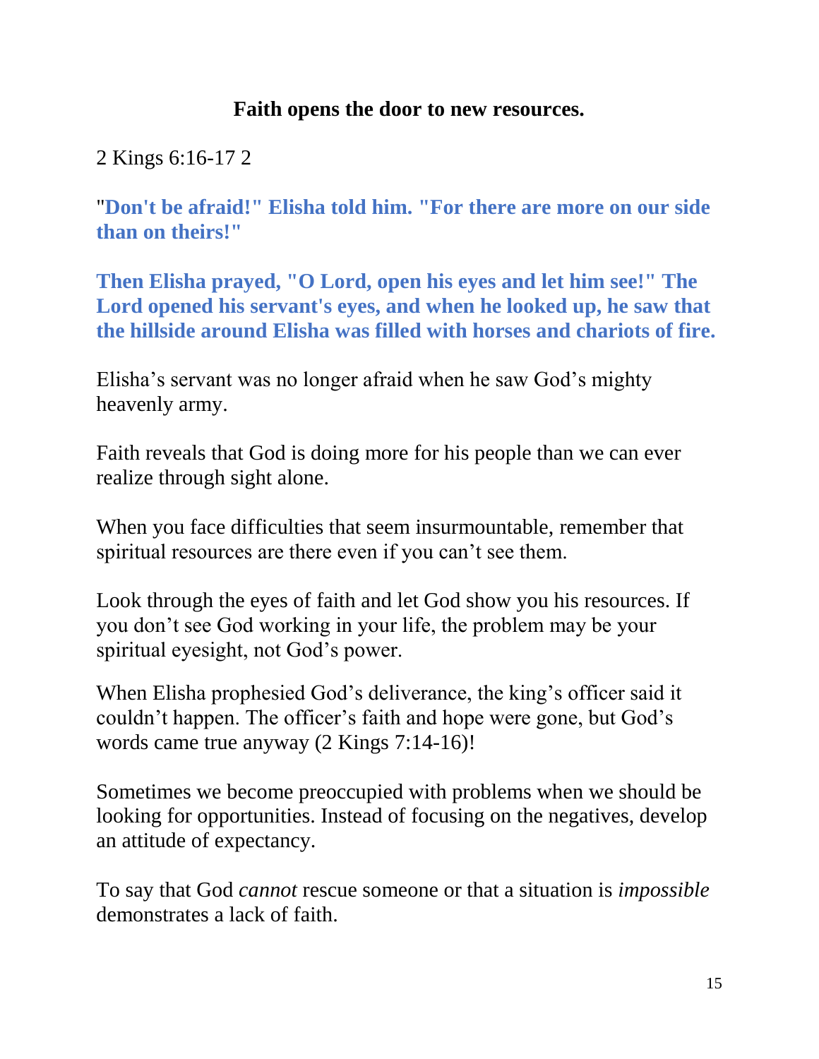## Faith opens the door to new resources.

2 Kings 6:16-17 2

"**Don't be afraid!" Elisha told him. "For there are more on our side than on theirs!"**

**Then Elisha prayed, "O Lord, open his eyes and let him see!" The Lord opened his servant's eyes, and when he looked up, he saw that the hillside around Elisha was filled with horses and chariots of fire.**

Elisha's servant was no longer afraid when he saw God's mighty heavenly army.

Faith reveals that God is doing more for his people than we can ever realize through sight alone.

When you face difficulties that seem insurmountable, remember that spiritual resources are there even if you can't see them.

Look through the eyes of faith and let God show you his resources. If you don't see God working in your life, the problem may be your spiritual eyesight, not God's power.

When Elisha prophesied God's deliverance, the king's officer said it couldn't happen. The officer's faith and hope were gone, but God's words came true anyway (2 Kings 7:14-16)!

Sometimes we become preoccupied with problems when we should be looking for opportunities. Instead of focusing on the negatives, develop an attitude of expectancy.

To say that God *cannot* rescue someone or that a situation is *impossible* demonstrates a lack of faith.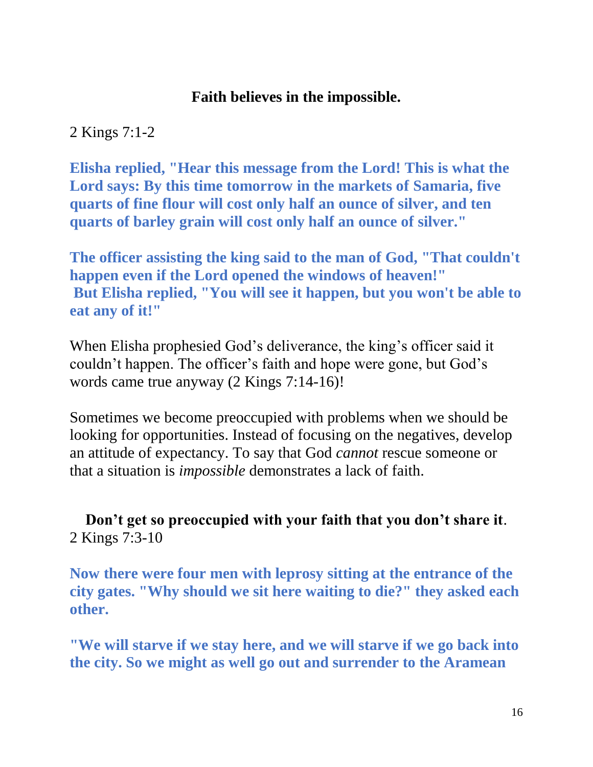## Faith believes in the impossible.

2 Kings 7:1-2

**Elisha replied, "Hear this message from the Lord! This is what the Lord says: By this time tomorrow in the markets of Samaria, five quarts of fine flour will cost only half an ounce of silver, and ten quarts of barley grain will cost only half an ounce of silver."**

**The officer assisting the king said to the man of God, "That couldn't happen even if the Lord opened the windows of heaven!" But Elisha replied, "You will see it happen, but you won't be able to eat any of it!"**

When Elisha prophesied God's deliverance, the king's officer said it couldn't happen. The officer's faith and hope were gone, but God's words came true anyway (2 Kings 7:14-16)!

Sometimes we become preoccupied with problems when we should be looking for opportunities. Instead of focusing on the negatives, develop an attitude of expectancy. To say that God *cannot* rescue someone or that a situation is *impossible* demonstrates a lack of faith.

## Don't get so preoccupied with your faith that you don't share it.

2 Kings 7:3-10

**Now there were four men with leprosy sitting at the entrance of the city gates. "Why should we sit here waiting to die?" they asked each other.**

**"We will starve if we stay here, and we will starve if we go back into the city. So we might as well go out and surrender to the Aramean**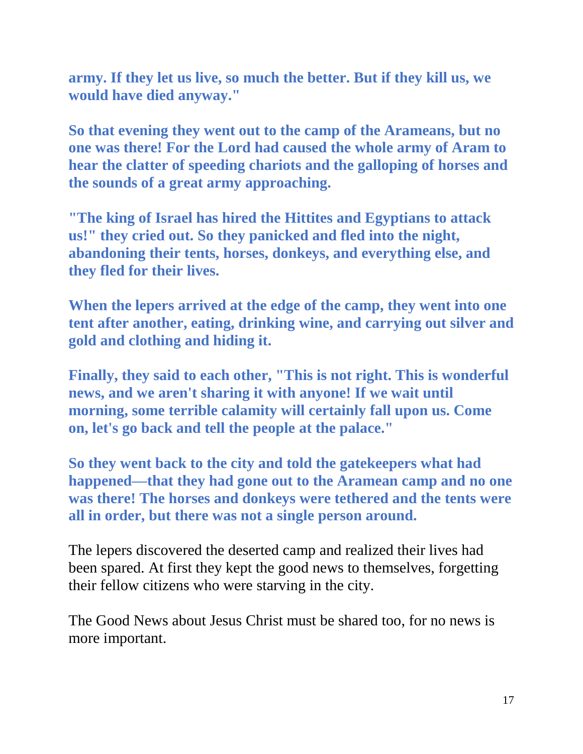**army. If they let us live, so much the better. But if they kill us, we would have died anyway."**

**So that evening they went out to the camp of the Arameans, but no one was there! For the Lord had caused the whole army of Aram to hear the clatter of speeding chariots and the galloping of horses and the sounds of a great army approaching.**

**"The king of Israel has hired the Hittites and Egyptians to attack us!" they cried out. So they panicked and fled into the night, abandoning their tents, horses, donkeys, and everything else, and they fled for their lives.**

**When the lepers arrived at the edge of the camp, they went into one tent after another, eating, drinking wine, and carrying out silver and gold and clothing and hiding it.**

**Finally, they said to each other, "This is not right. This is wonderful news, and we aren't sharing it with anyone! If we wait until morning, some terrible calamity will certainly fall upon us. Come on, let's go back and tell the people at the palace."**

**So they went back to the city and told the gatekeepers what had happened—that they had gone out to the Aramean camp and no one was there! The horses and donkeys were tethered and the tents were all in order, but there was not a single person around.**

The lepers discovered the deserted camp and realized their lives had been spared. At first they kept the good news to themselves, forgetting their fellow citizens who were starving in the city.

The Good News about Jesus Christ must be shared too, for no news is more important.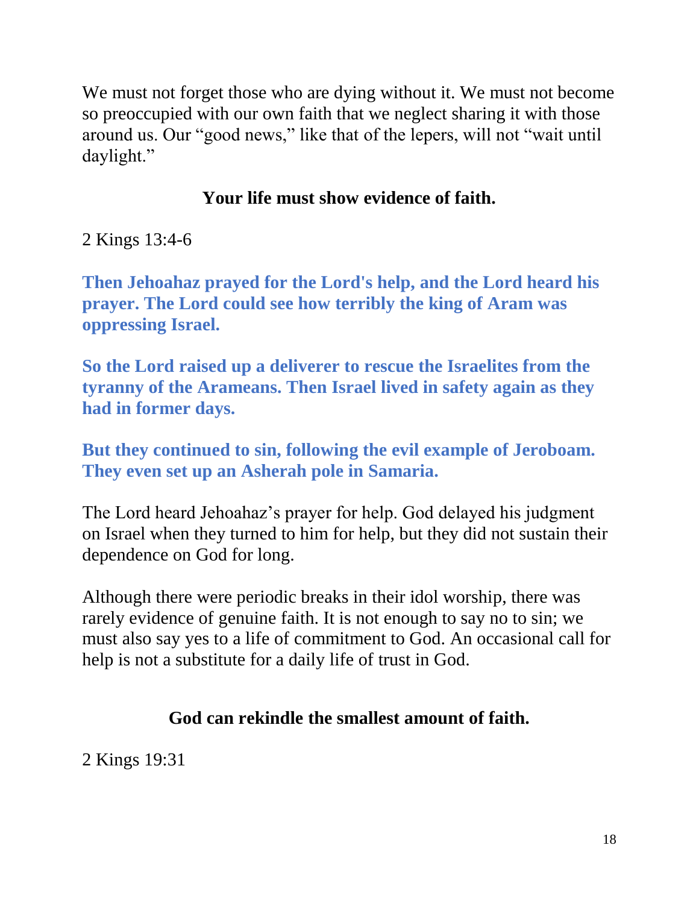We must not forget those who are dying without it. We must not become so preoccupied with our own faith that we neglect sharing it with those around us. Our "good news," like that of the lepers, will not "wait until daylight."

**Your life must show evidence of faith.**

2 Kings 13:4-6

**Then Jehoahaz prayed for the Lord's help, and the Lord heard his prayer. The Lord could see how terribly the king of Aram was oppressing Israel.**

**So the Lord raised up a deliverer to rescue the Israelites from the tyranny of the Arameans. Then Israel lived in safety again as they had in former days.**

**But they continued to sin, following the evil example of Jeroboam. They even set up an Asherah pole in Samaria.**

The Lord heard Jehoahaz's prayer for help. God delayed his judgment on Israel when they turned to him for help, but they did not sustain their dependence on God for long.

Although there were periodic breaks in their idol worship, there was rarely evidence of genuine faith. It is not enough to say no to sin; we must also say yes to a life of commitment to God. An occasional call for help is not a substitute for a daily life of trust in God.

**God can rekindle the smallest amount of faith.**

2 Kings 19:31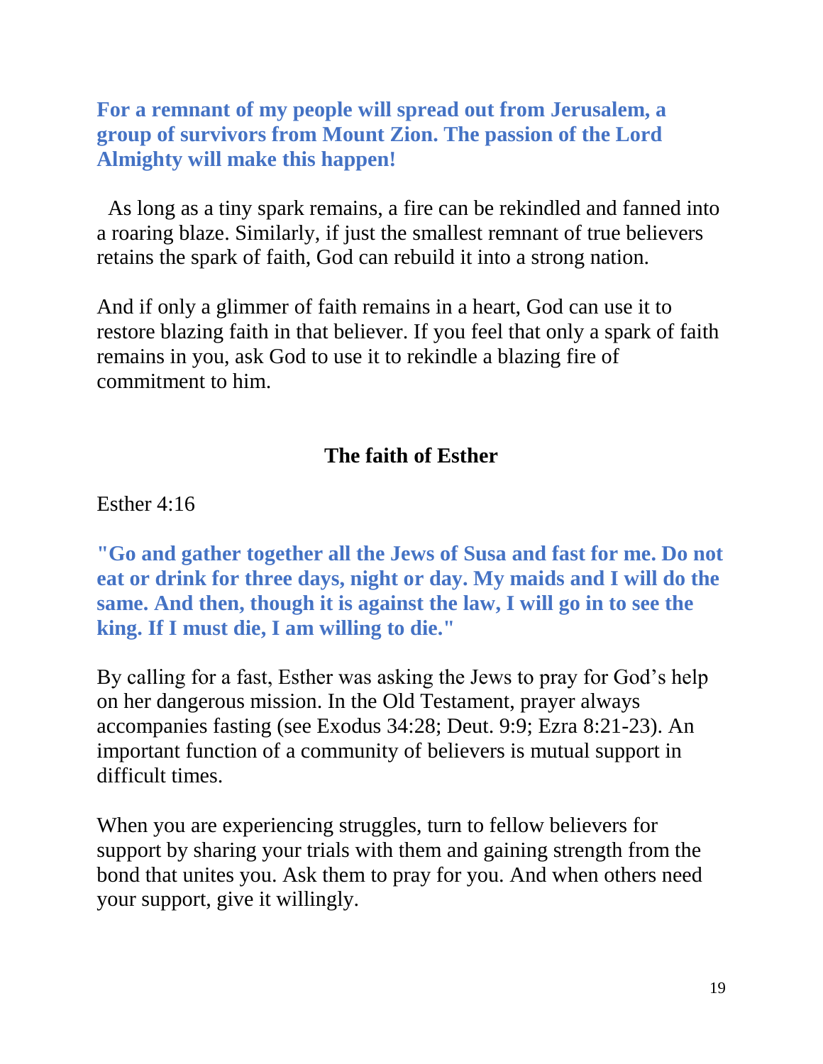**For a remnant of my people will spread out from Jerusalem, a group of survivors from Mount Zion. The passion of the Lord Almighty will make this happen!**

As long as a tiny spark remains, a fire can be rekindled and fanned into a roaring blaze. Similarly, if just the smallest remnant of true believers retains the spark of faith, God can rebuild it into a strong nation.

And if only a glimmer of faith remains in a heart, God can use it to restore blazing faith in that believer. If you feel that only a spark of faith remains in you, ask God to use it to rekindle a blazing fire of commitment to him.

## The faith of Esther

Esther 4:16

**"Go and gather together all the Jews of Susa and fast for me. Do not eat or drink for three days, night or day. My maids and I will do the same. And then, though it is against the law, I will go in to see the king. If I must die, I am willing to die."**

By calling for a fast, Esther was asking the Jews to pray for God's help on her dangerous mission. In the Old Testament, prayer always accompanies fasting (see Exodus 34:28; Deut. 9:9; Ezra 8:21-23). An important function of a community of believers is mutual support in difficult times.

When you are experiencing struggles, turn to fellow believers for support by sharing your trials with them and gaining strength from the bond that unites you. Ask them to pray for you. And when others need your support, give it willingly.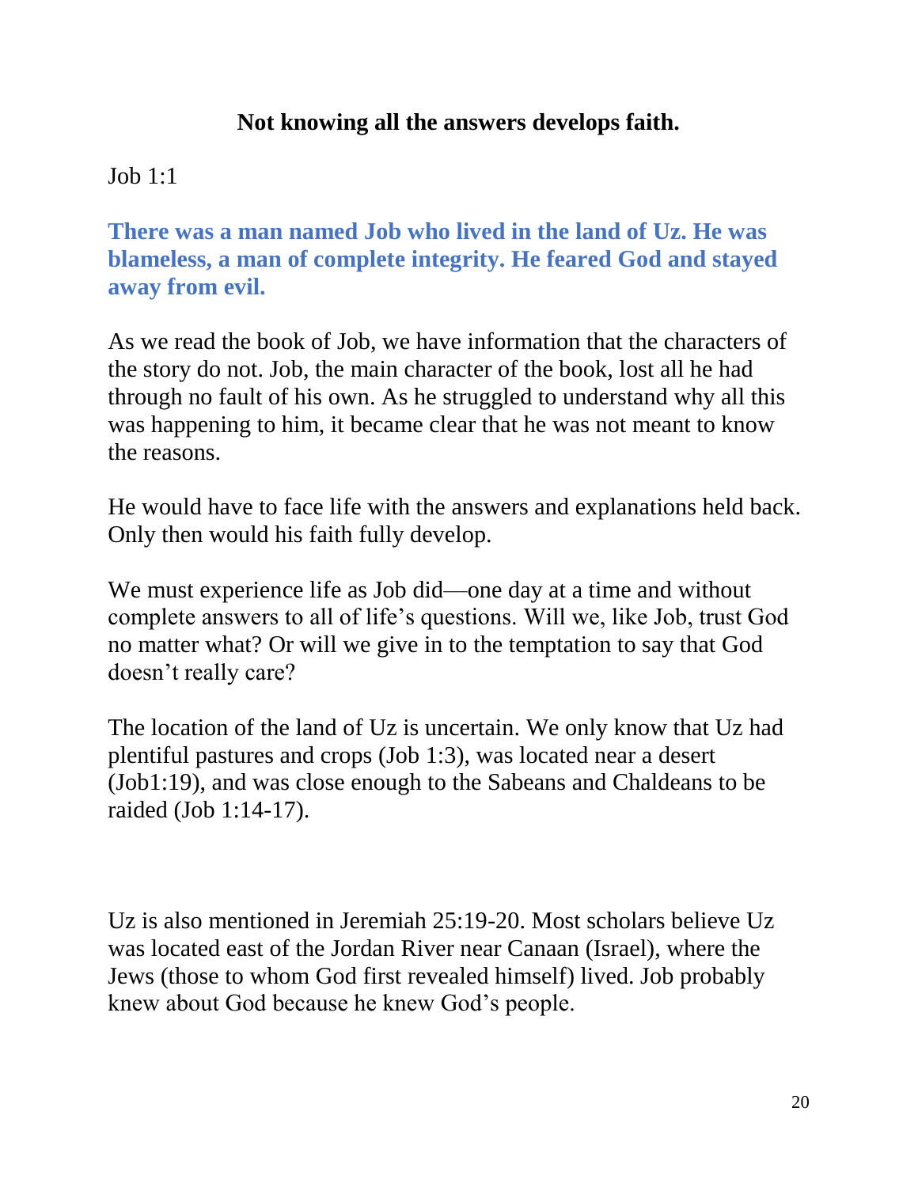**Not knowing all the answers develops faith.**

Job 1:1

**There was a man named Job who lived in the land of Uz. He was blameless, a man of complete integrity. He feared God and stayed away from evil.**

As we read the book of Job, we have information that the characters of the story do not. Job, the main character of the book, lost all he had through no fault of his own. As he struggled to understand why all this was happening to him, it became clear that he was not meant to know the reasons.

He would have to face life with the answers and explanations held back. Only then would his faith fully develop.

We must experience life as Job did—one day at a time and without complete answers to all of life's questions. Will we, like Job, trust God no matter what? Or will we give in to the temptation to say that God doesn't really care?

The location of the land of Uz is uncertain. We only know that Uz had plentiful pastures and crops (Job 1:3), was located near a desert (Job1:19), and was close enough to the Sabeans and Chaldeans to be raided (Job 1:14-17).

Uz is also mentioned in Jeremiah 25:19-20. Most scholars believe Uz was located east of the Jordan River near Canaan (Israel), where the Jews (those to whom God first revealed himself) lived. Job probably knew about God because he knew God's people.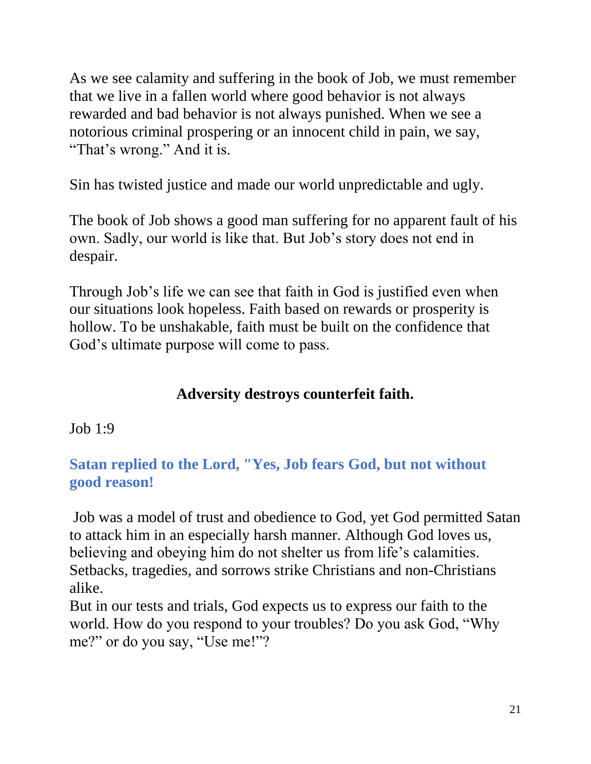As we see calamity and suffering in the book of Job, we must remember that we live in a fallen world where good behavior is not always rewarded and bad behavior is not always punished. When we see a notorious criminal prospering or an innocent child in pain, we say, “That’s wrong.” And it is.

Sin has twisted justice and made our world unpredictable and ugly.

The book of Job shows a good man suffering for no apparent fault of his own. Sadly, our world is like that. But Job’s story does not end in despair.

Through Job’s life we can see that faith in God is justified even when our situations look hopeless. Faith based on rewards or prosperity is hollow. To be unshakable, faith must be built on the confidence that God’s ultimate purpose will come to pass.

**Adversity destroys counterfeit faith.**

Job 1:9

**Satan replied to the Lord, "Yes, Job fears God, but not without good reason!**

Job was a model of trust and obedience to God, yet God permitted Satan to attack him in an especially harsh manner. Although God loves us, believing and obeying him do not shelter us from life’s calamities. Setbacks, tragedies, and sorrows strike Christians and non-Christians alike.

But in our tests and trials, God expects us to express our faith to the world. How do you respond to your troubles? Do you ask God, “Why me?” or do you say, “Use me!”?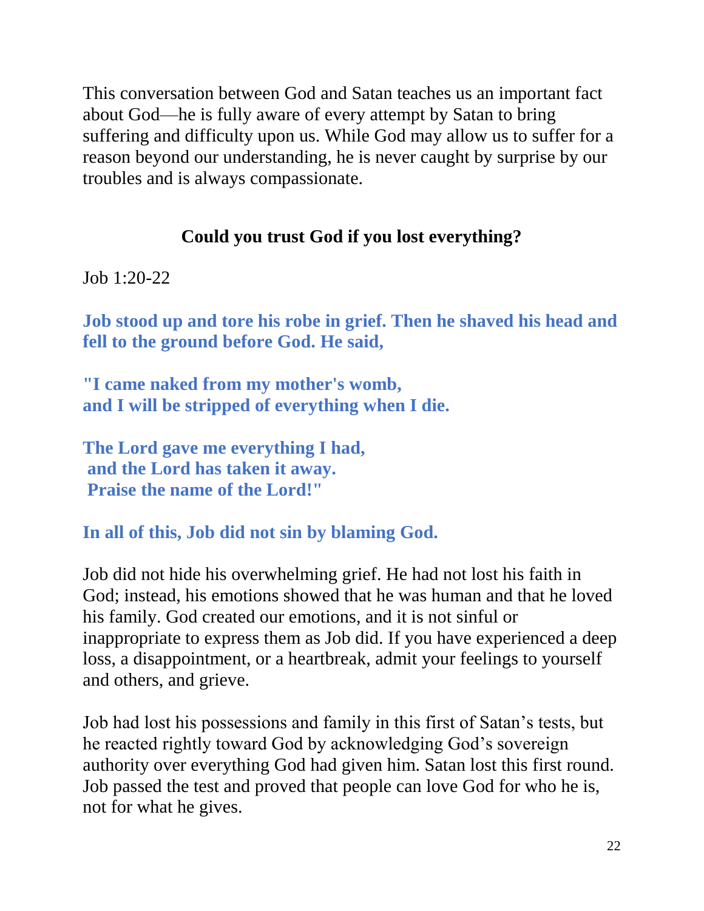This conversation between God and Satan teaches us an important fact about God—he is fully aware of every attempt by Satan to bring suffering and difficulty upon us. While God may allow us to suffer for a reason beyond our understanding, he is never caught by surprise by our troubles and is always compassionate.

## Could you trust God if you lost everything?

Job 1:20-22

**Job stood up and tore his robe in grief. Then he shaved his head and fell to the ground before God. He said,**

**"I came naked from my mother's womb,**
**and I will be stripped of everything when I die.**

**The Lord gave me everything I had,**
**and the Lord has taken it away.**
**Praise the name of the Lord!"**

**In all of this, Job did not sin by blaming God.**

Job did not hide his overwhelming grief. He had not lost his faith in God; instead, his emotions showed that he was human and that he loved his family. God created our emotions, and it is not sinful or inappropriate to express them as Job did. If you have experienced a deep loss, a disappointment, or a heartbreak, admit your feelings to yourself and others, and grieve.

Job had lost his possessions and family in this first of Satan's tests, but he reacted rightly toward God by acknowledging God's sovereign authority over everything God had given him. Satan lost this first round. Job passed the test and proved that people can love God for who he is, not for what he gives.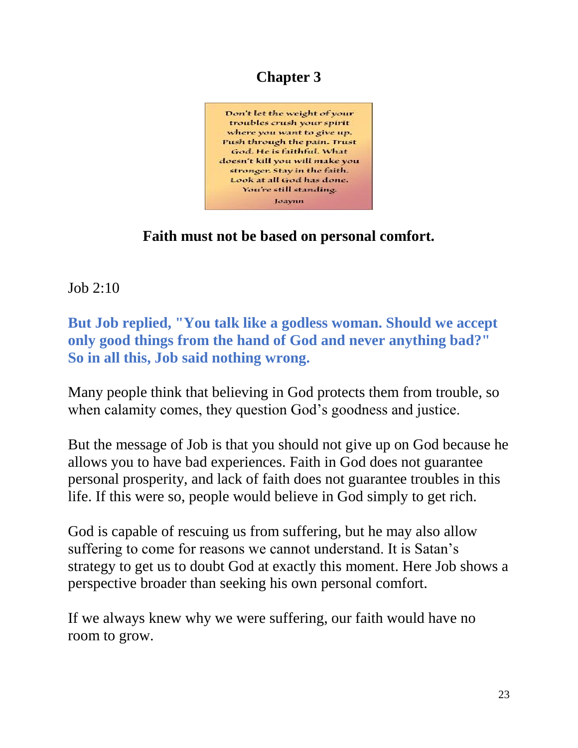# Chapter 3

Don't let the weight of your troubles crush your spirit where you want to give up. Push through the pain. Trust God. He is faithful. What doesn't kill you will make you stronger. Stay in the faith. Look at all God has done. You're still standing.

Joaynn

**Faith must not be based on personal comfort.**

Job 2:10

**But Job replied, "You talk like a godless woman. Should we accept only good things from the hand of God and never anything bad?" So in all this, Job said nothing wrong.**

Many people think that believing in God protects them from trouble, so when calamity comes, they question God's goodness and justice.

But the message of Job is that you should not give up on God because he allows you to have bad experiences. Faith in God does not guarantee personal prosperity, and lack of faith does not guarantee troubles in this life. If this were so, people would believe in God simply to get rich.

God is capable of rescuing us from suffering, but he may also allow suffering to come for reasons we cannot understand. It is Satan's strategy to get us to doubt God at exactly this moment. Here Job shows a perspective broader than seeking his own personal comfort.

If we always knew why we were suffering, our faith would have no room to grow.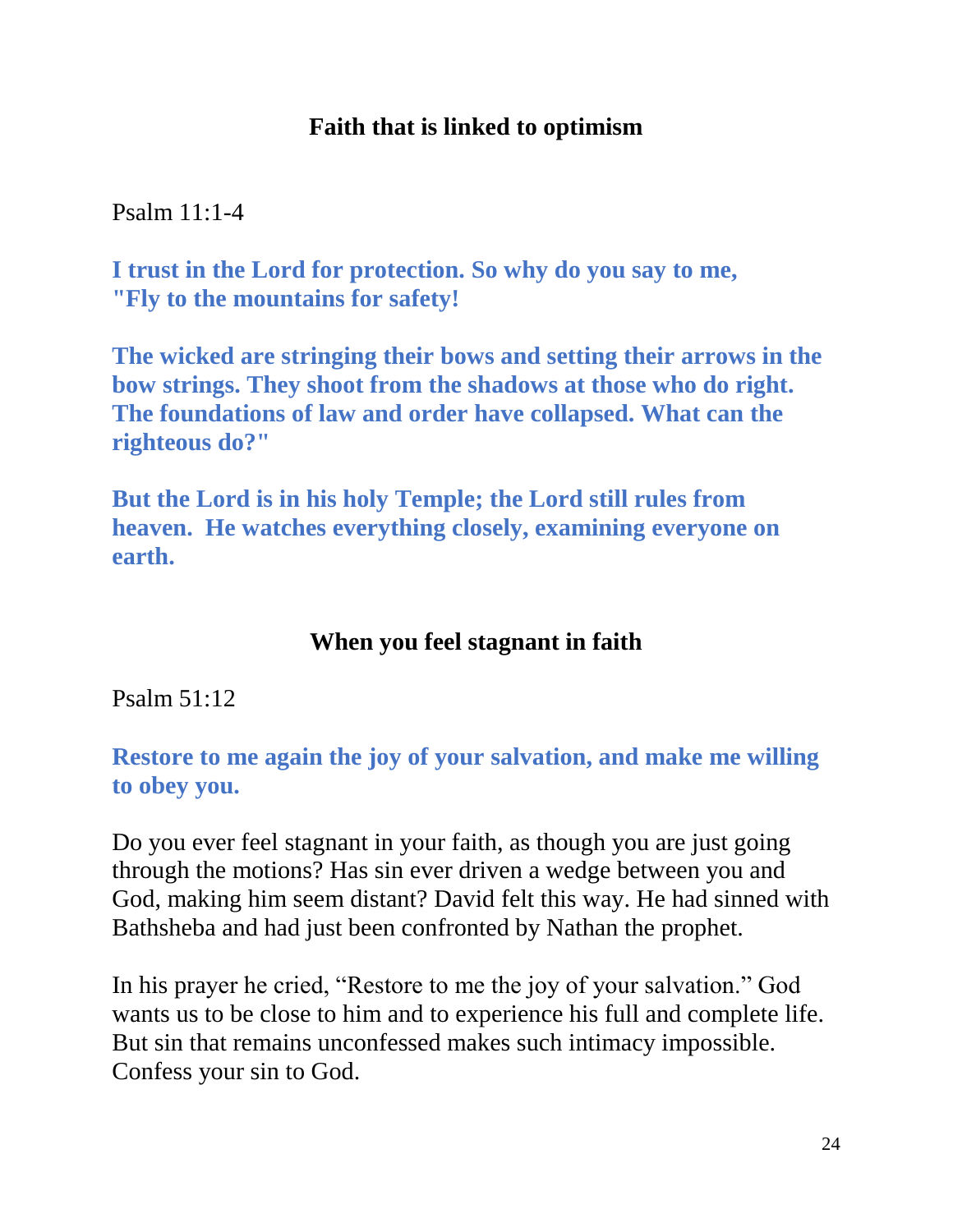## Faith that is linked to optimism

Psalm 11:1-4

**I trust in the Lord for protection. So why do you say to me, "Fly to the mountains for safety!**

**The wicked are stringing their bows and setting their arrows in the bow strings. They shoot from the shadows at those who do right. The foundations of law and order have collapsed. What can the righteous do?"**

**But the Lord is in his holy Temple; the Lord still rules from heaven. He watches everything closely, examining everyone on earth.**

## When you feel stagnant in faith

Psalm 51:12

**Restore to me again the joy of your salvation, and make me willing to obey you.**

Do you ever feel stagnant in your faith, as though you are just going through the motions? Has sin ever driven a wedge between you and God, making him seem distant? David felt this way. He had sinned with Bathsheba and had just been confronted by Nathan the prophet.

In his prayer he cried, "Restore to me the joy of your salvation." God wants us to be close to him and to experience his full and complete life. But sin that remains unconfessed makes such intimacy impossible. Confess your sin to God.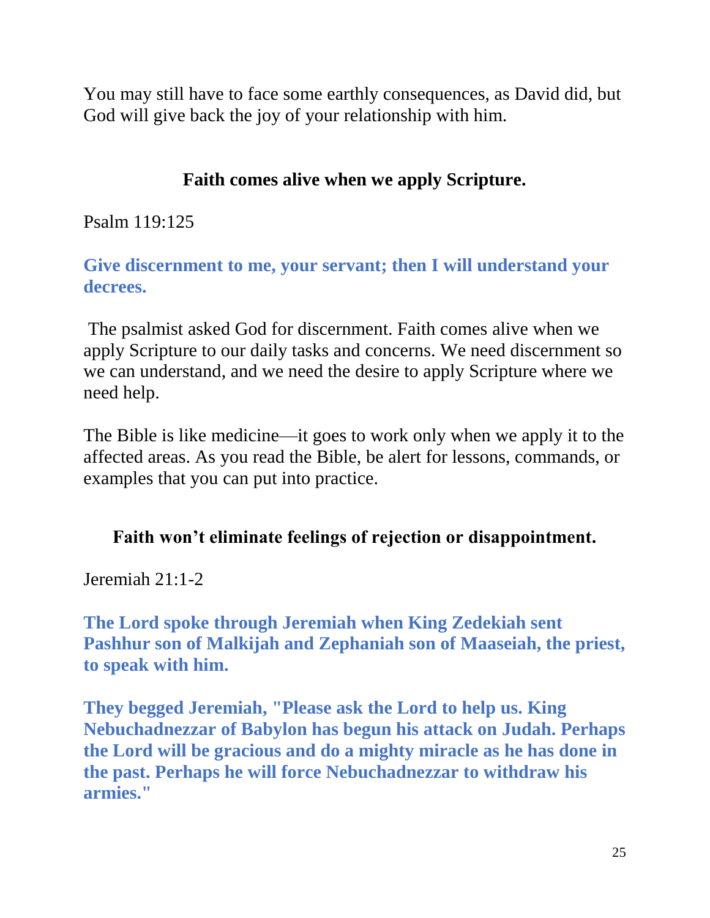You may still have to face some earthly consequences, as David did, but God will give back the joy of your relationship with him.

## Faith comes alive when we apply Scripture.

Psalm 119:125

**Give discernment to me, your servant; then I will understand your decrees.**

The psalmist asked God for discernment. Faith comes alive when we apply Scripture to our daily tasks and concerns. We need discernment so we can understand, and we need the desire to apply Scripture where we need help.

The Bible is like medicine—it goes to work only when we apply it to the affected areas. As you read the Bible, be alert for lessons, commands, or examples that you can put into practice.

## Faith won't eliminate feelings of rejection or disappointment.

Jeremiah 21:1-2

**The Lord spoke through Jeremiah when King Zedekiah sent Pashhur son of Malkijah and Zephaniah son of Maaseiah, the priest, to speak with him.**

**They begged Jeremiah, "Please ask the Lord to help us. King Nebuchadnezzar of Babylon has begun his attack on Judah. Perhaps the Lord will be gracious and do a mighty miracle as he has done in the past. Perhaps he will force Nebuchadnezzar to withdraw his armies."**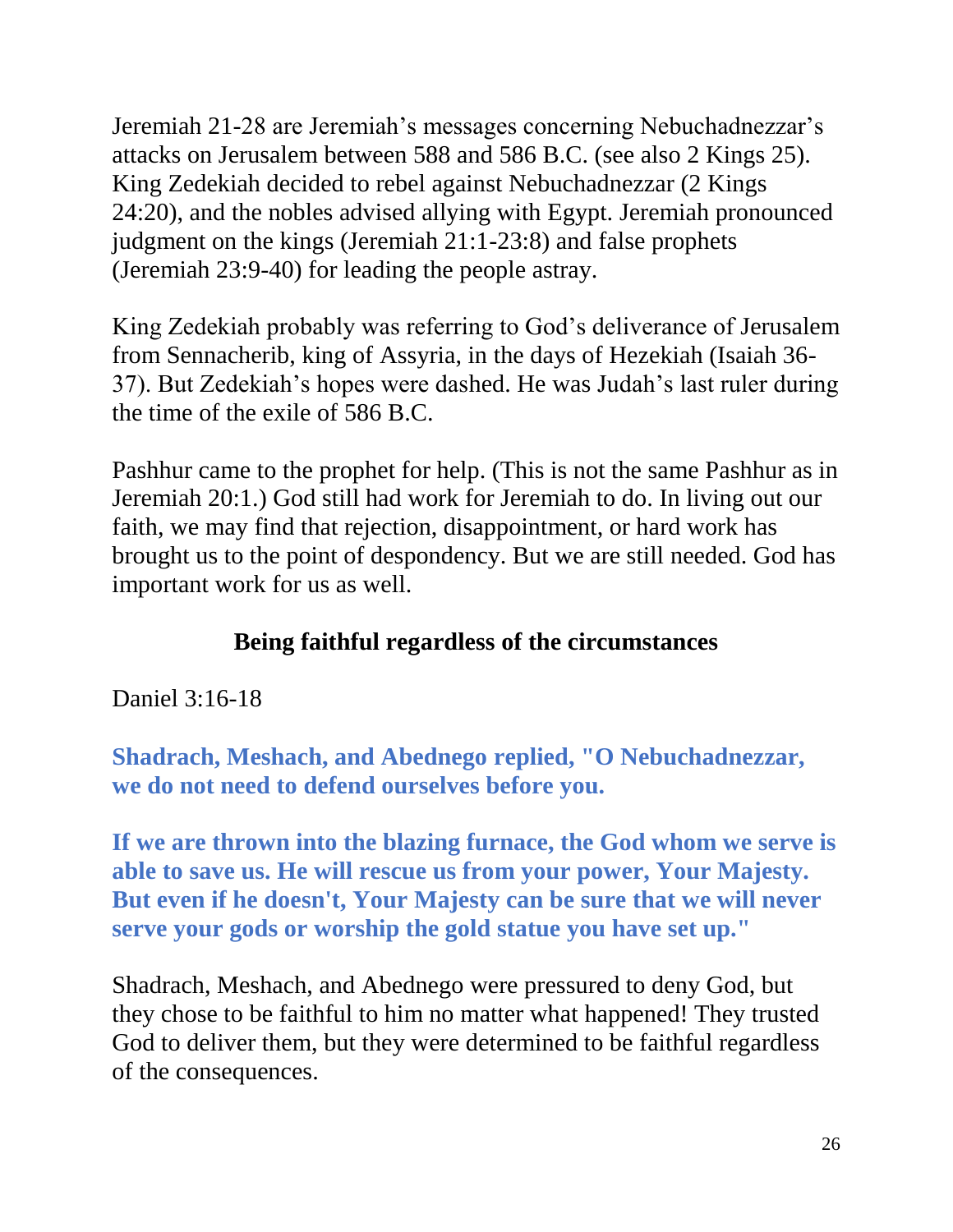Jeremiah 21-28 are Jeremiah's messages concerning Nebuchadnezzar's attacks on Jerusalem between 588 and 586 B.C. (see also 2 Kings 25). King Zedekiah decided to rebel against Nebuchadnezzar (2 Kings 24:20), and the nobles advised allying with Egypt. Jeremiah pronounced judgment on the kings (Jeremiah 21:1-23:8) and false prophets (Jeremiah 23:9-40) for leading the people astray.

King Zedekiah probably was referring to God's deliverance of Jerusalem from Sennacherib, king of Assyria, in the days of Hezekiah (Isaiah 36-37). But Zedekiah's hopes were dashed. He was Judah's last ruler during the time of the exile of 586 B.C.

Pashhur came to the prophet for help. (This is not the same Pashhur as in Jeremiah 20:1.) God still had work for Jeremiah to do. In living out our faith, we may find that rejection, disappointment, or hard work has brought us to the point of despondency. But we are still needed. God has important work for us as well.

## Being faithful regardless of the circumstances

Daniel 3:16-18

**Shadrach, Meshach, and Abednego replied, "O Nebuchadnezzar, we do not need to defend ourselves before you.**

**If we are thrown into the blazing furnace, the God whom we serve is able to save us. He will rescue us from your power, Your Majesty. But even if he doesn't, Your Majesty can be sure that we will never serve your gods or worship the gold statue you have set up."**

Shadrach, Meshach, and Abednego were pressured to deny God, but they chose to be faithful to him no matter what happened! They trusted God to deliver them, but they were determined to be faithful regardless of the consequences.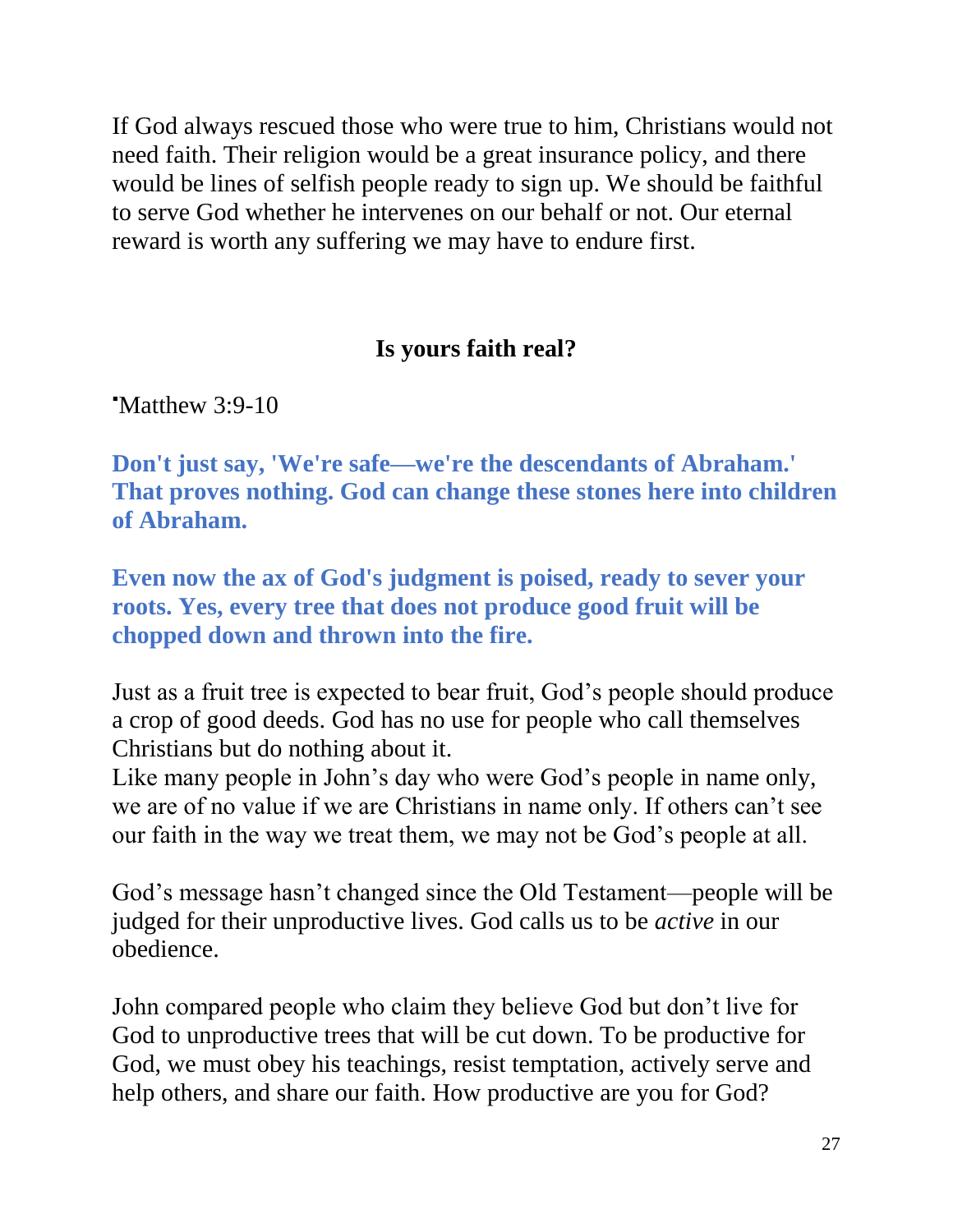If God always rescued those who were true to him, Christians would not need faith. Their religion would be a great insurance policy, and there would be lines of selfish people ready to sign up. We should be faithful to serve God whether he intervenes on our behalf or not. Our eternal reward is worth any suffering we may have to endure first.

## Is yours faith real?

▪Matthew 3:9-10

**Don't just say, 'We're safe—we're the descendants of Abraham.' That proves nothing. God can change these stones here into children of Abraham.**

**Even now the ax of God's judgment is poised, ready to sever your roots. Yes, every tree that does not produce good fruit will be chopped down and thrown into the fire.**

Just as a fruit tree is expected to bear fruit, God's people should produce a crop of good deeds. God has no use for people who call themselves Christians but do nothing about it.
Like many people in John's day who were God's people in name only, we are of no value if we are Christians in name only. If others can't see our faith in the way we treat them, we may not be God's people at all.

God's message hasn't changed since the Old Testament—people will be judged for their unproductive lives. God calls us to be *active* in our obedience.

John compared people who claim they believe God but don't live for God to unproductive trees that will be cut down. To be productive for God, we must obey his teachings, resist temptation, actively serve and help others, and share our faith. How productive are you for God?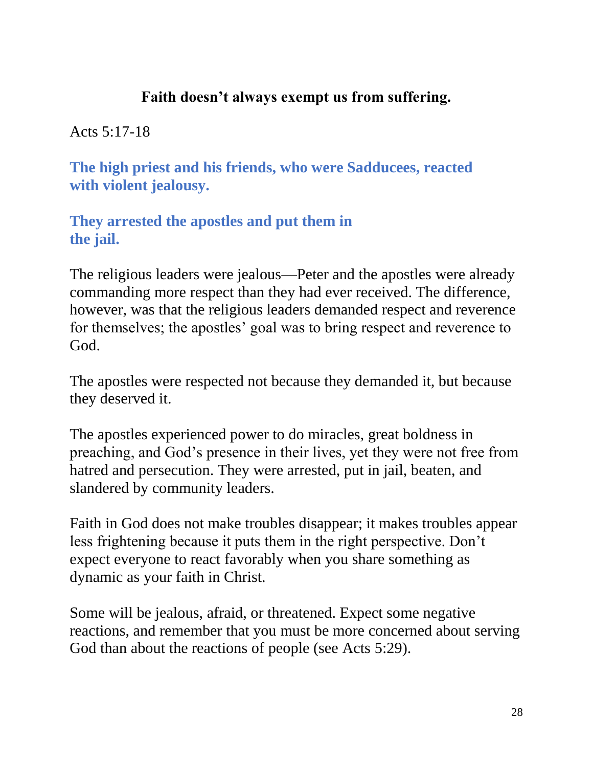## Faith doesn't always exempt us from suffering.

Acts 5:17-18

**The high priest and his friends, who were Sadducees, reacted with violent jealousy.**

**They arrested the apostles and put them in the jail.**

The religious leaders were jealous—Peter and the apostles were already commanding more respect than they had ever received. The difference, however, was that the religious leaders demanded respect and reverence for themselves; the apostles' goal was to bring respect and reverence to God.

The apostles were respected not because they demanded it, but because they deserved it.

The apostles experienced power to do miracles, great boldness in preaching, and God's presence in their lives, yet they were not free from hatred and persecution. They were arrested, put in jail, beaten, and slandered by community leaders.

Faith in God does not make troubles disappear; it makes troubles appear less frightening because it puts them in the right perspective. Don't expect everyone to react favorably when you share something as dynamic as your faith in Christ.

Some will be jealous, afraid, or threatened. Expect some negative reactions, and remember that you must be more concerned about serving God than about the reactions of people (see Acts 5:29).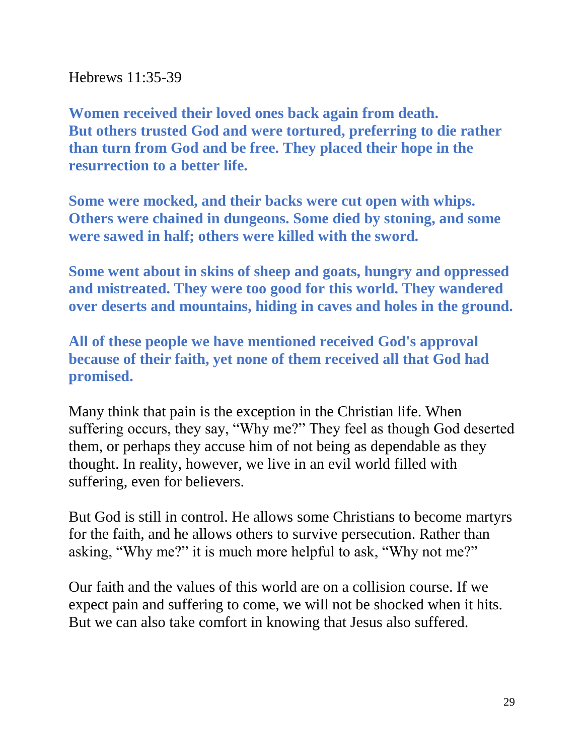Hebrews 11:35-39

**Women received their loved ones back again from death. But others trusted God and were tortured, preferring to die rather than turn from God and be free. They placed their hope in the resurrection to a better life.**

**Some were mocked, and their backs were cut open with whips. Others were chained in dungeons. Some died by stoning, and some were sawed in half; others were killed with the sword.**

**Some went about in skins of sheep and goats, hungry and oppressed and mistreated. They were too good for this world. They wandered over deserts and mountains, hiding in caves and holes in the ground.**

**All of these people we have mentioned received God's approval because of their faith, yet none of them received all that God had promised.**

Many think that pain is the exception in the Christian life. When suffering occurs, they say, "Why me?" They feel as though God deserted them, or perhaps they accuse him of not being as dependable as they thought. In reality, however, we live in an evil world filled with suffering, even for believers.

But God is still in control. He allows some Christians to become martyrs for the faith, and he allows others to survive persecution. Rather than asking, "Why me?" it is much more helpful to ask, "Why not me?"

Our faith and the values of this world are on a collision course. If we expect pain and suffering to come, we will not be shocked when it hits. But we can also take comfort in knowing that Jesus also suffered.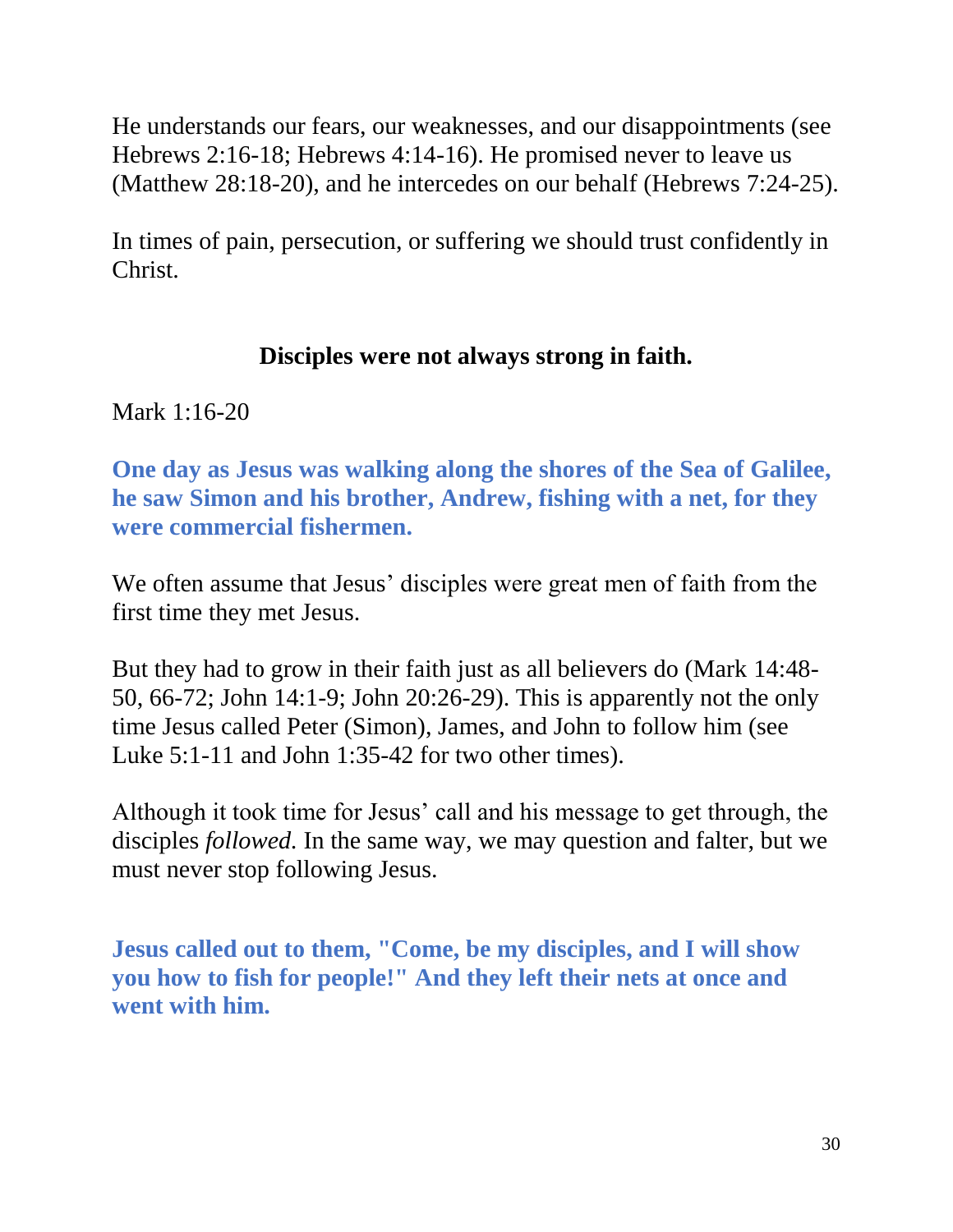He understands our fears, our weaknesses, and our disappointments (see Hebrews 2:16-18; Hebrews 4:14-16). He promised never to leave us (Matthew 28:18-20), and he intercedes on our behalf (Hebrews 7:24-25).

In times of pain, persecution, or suffering we should trust confidently in Christ.

## Disciples were not always strong in faith.

Mark 1:16-20

**One day as Jesus was walking along the shores of the Sea of Galilee, he saw Simon and his brother, Andrew, fishing with a net, for they were commercial fishermen.**

We often assume that Jesus' disciples were great men of faith from the first time they met Jesus.

But they had to grow in their faith just as all believers do (Mark 14:48-50, 66-72; John 14:1-9; John 20:26-29). This is apparently not the only time Jesus called Peter (Simon), James, and John to follow him (see Luke 5:1-11 and John 1:35-42 for two other times).

Although it took time for Jesus' call and his message to get through, the disciples *followed*. In the same way, we may question and falter, but we must never stop following Jesus.

**Jesus called out to them, "Come, be my disciples, and I will show you how to fish for people!" And they left their nets at once and went with him.**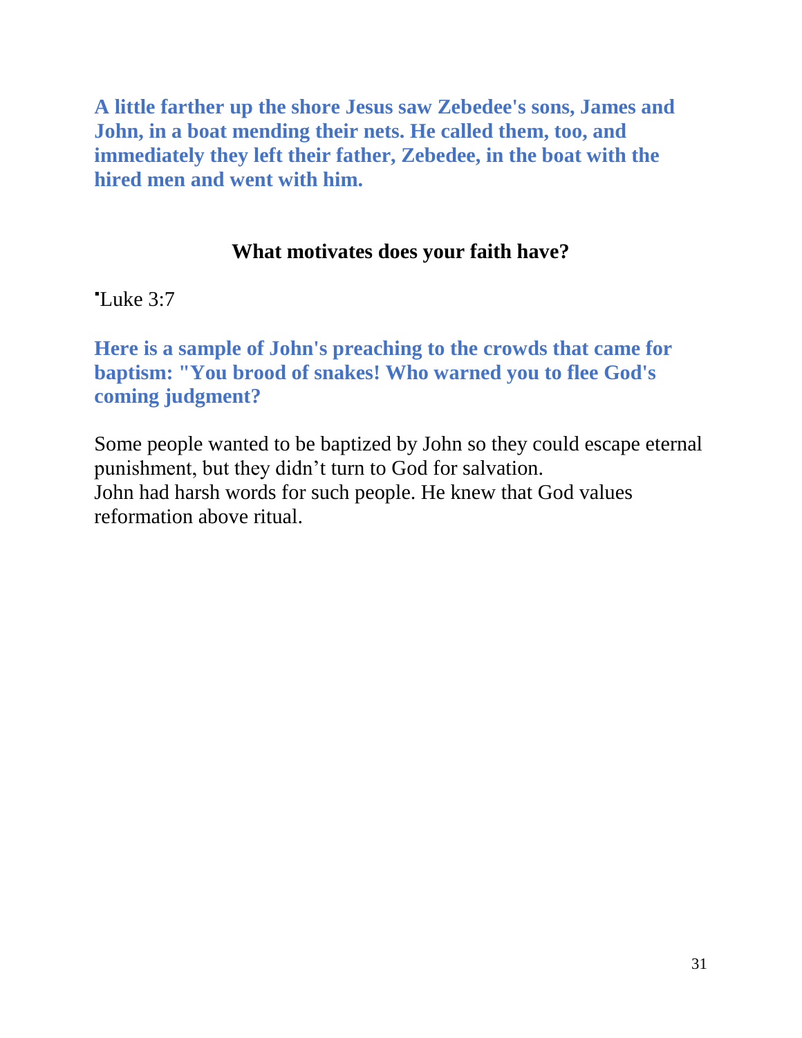**A little farther up the shore Jesus saw Zebedee's sons, James and John, in a boat mending their nets. He called them, too, and immediately they left their father, Zebedee, in the boat with the hired men and went with him.**

**What motivates does your faith have?**

- Luke 3:7

**Here is a sample of John's preaching to the crowds that came for baptism: "You brood of snakes! Who warned you to flee God's coming judgment?**

Some people wanted to be baptized by John so they could escape eternal punishment, but they didn't turn to God for salvation.
John had harsh words for such people. He knew that God values reformation above ritual.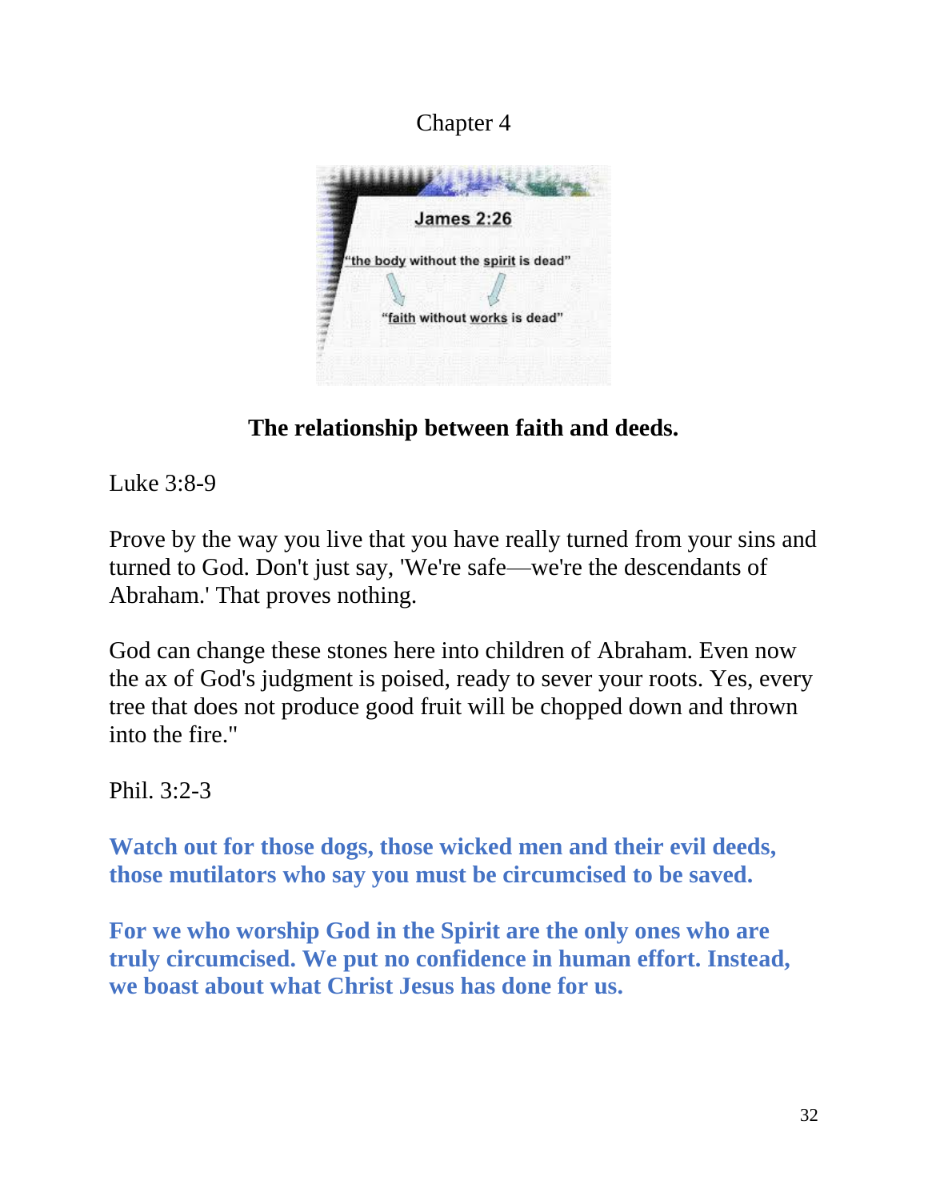Chapter 4

**James 2:26**

"the body without the spirit is dead"

"faith without works is dead"

## The relationship between faith and deeds.

Luke 3:8-9

Prove by the way you live that you have really turned from your sins and turned to God. Don't just say, 'We're safe—we're the descendants of Abraham.' That proves nothing.

God can change these stones here into children of Abraham. Even now the ax of God's judgment is poised, ready to sever your roots. Yes, every tree that does not produce good fruit will be chopped down and thrown into the fire."

Phil. 3:2-3

**Watch out for those dogs, those wicked men and their evil deeds, those mutilators who say you must be circumcised to be saved.**

**For we who worship God in the Spirit are the only ones who are truly circumcised. We put no confidence in human effort. Instead, we boast about what Christ Jesus has done for us.**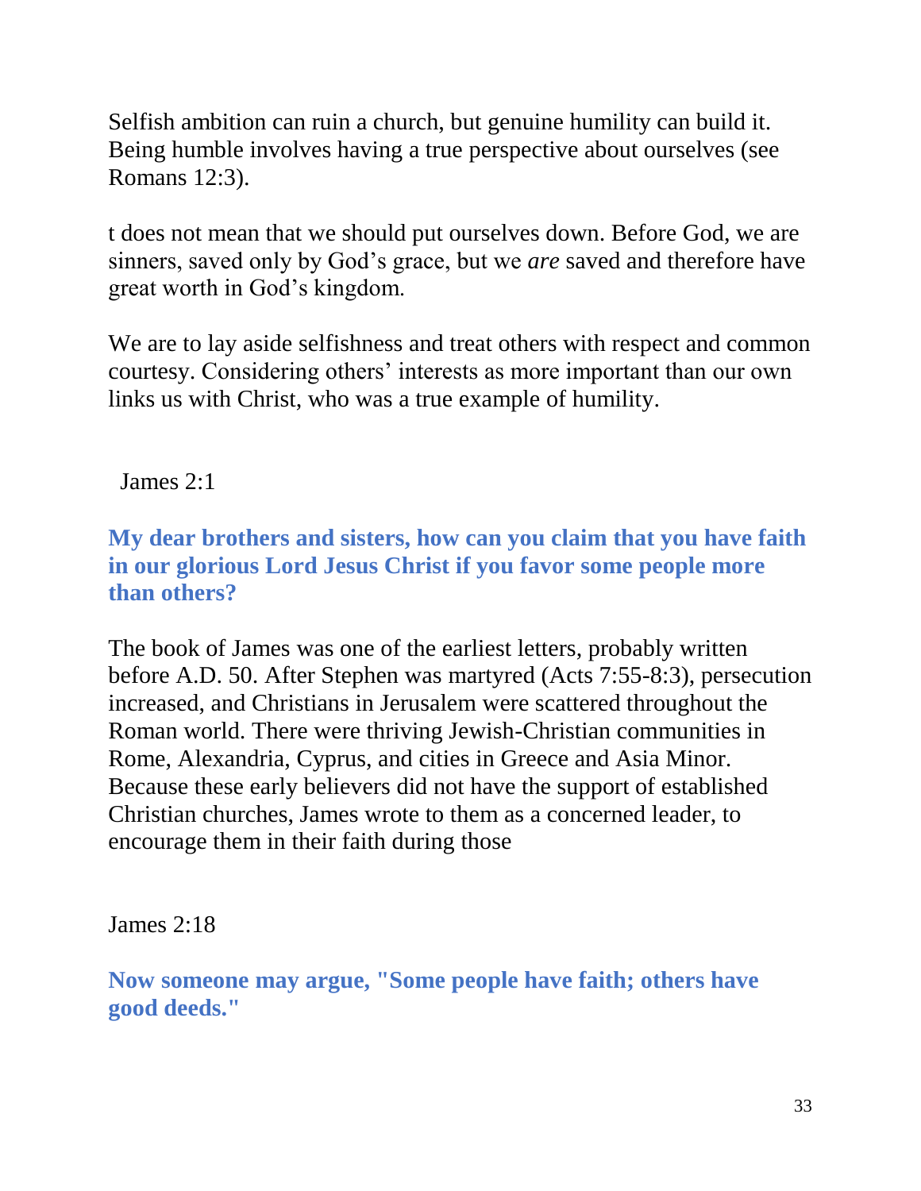Selfish ambition can ruin a church, but genuine humility can build it. Being humble involves having a true perspective about ourselves (see Romans 12:3).

t does not mean that we should put ourselves down. Before God, we are sinners, saved only by God's grace, but we *are* saved and therefore have great worth in God's kingdom.

We are to lay aside selfishness and treat others with respect and common courtesy. Considering others' interests as more important than our own links us with Christ, who was a true example of humility.

James 2:1

**My dear brothers and sisters, how can you claim that you have faith in our glorious Lord Jesus Christ if you favor some people more than others?**

The book of James was one of the earliest letters, probably written before A.D. 50. After Stephen was martyred (Acts 7:55-8:3), persecution increased, and Christians in Jerusalem were scattered throughout the Roman world. There were thriving Jewish-Christian communities in Rome, Alexandria, Cyprus, and cities in Greece and Asia Minor. Because these early believers did not have the support of established Christian churches, James wrote to them as a concerned leader, to encourage them in their faith during those

James 2:18

**Now someone may argue, "Some people have faith; others have good deeds."**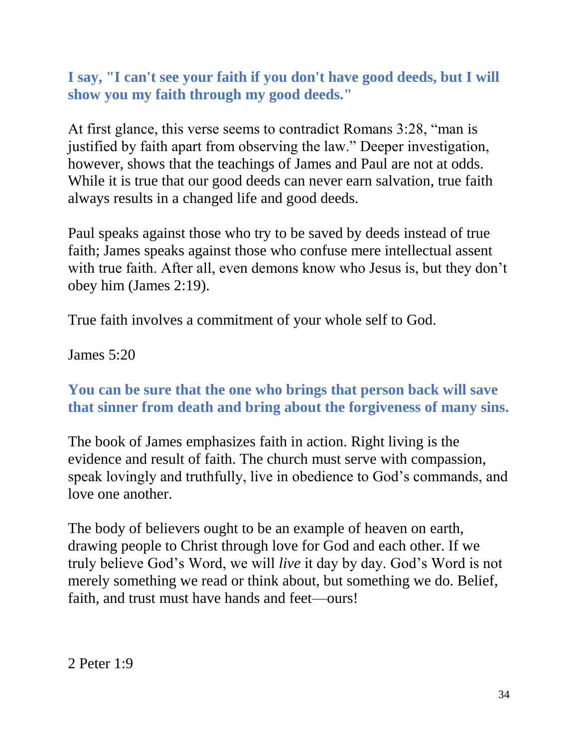**I say, "I can't see your faith if you don't have good deeds, but I will show you my faith through my good deeds."**

At first glance, this verse seems to contradict Romans 3:28, "man is justified by faith apart from observing the law." Deeper investigation, however, shows that the teachings of James and Paul are not at odds. While it is true that our good deeds can never earn salvation, true faith always results in a changed life and good deeds.

Paul speaks against those who try to be saved by deeds instead of true faith; James speaks against those who confuse mere intellectual assent with true faith. After all, even demons know who Jesus is, but they don't obey him (James 2:19).

True faith involves a commitment of your whole self to God.

James 5:20

**You can be sure that the one who brings that person back will save that sinner from death and bring about the forgiveness of many sins.**

The book of James emphasizes faith in action. Right living is the evidence and result of faith. The church must serve with compassion, speak lovingly and truthfully, live in obedience to God's commands, and love one another.

The body of believers ought to be an example of heaven on earth, drawing people to Christ through love for God and each other. If we truly believe God's Word, we will *live* it day by day. God's Word is not merely something we read or think about, but something we do. Belief, faith, and trust must have hands and feet—ours!

2 Peter 1:9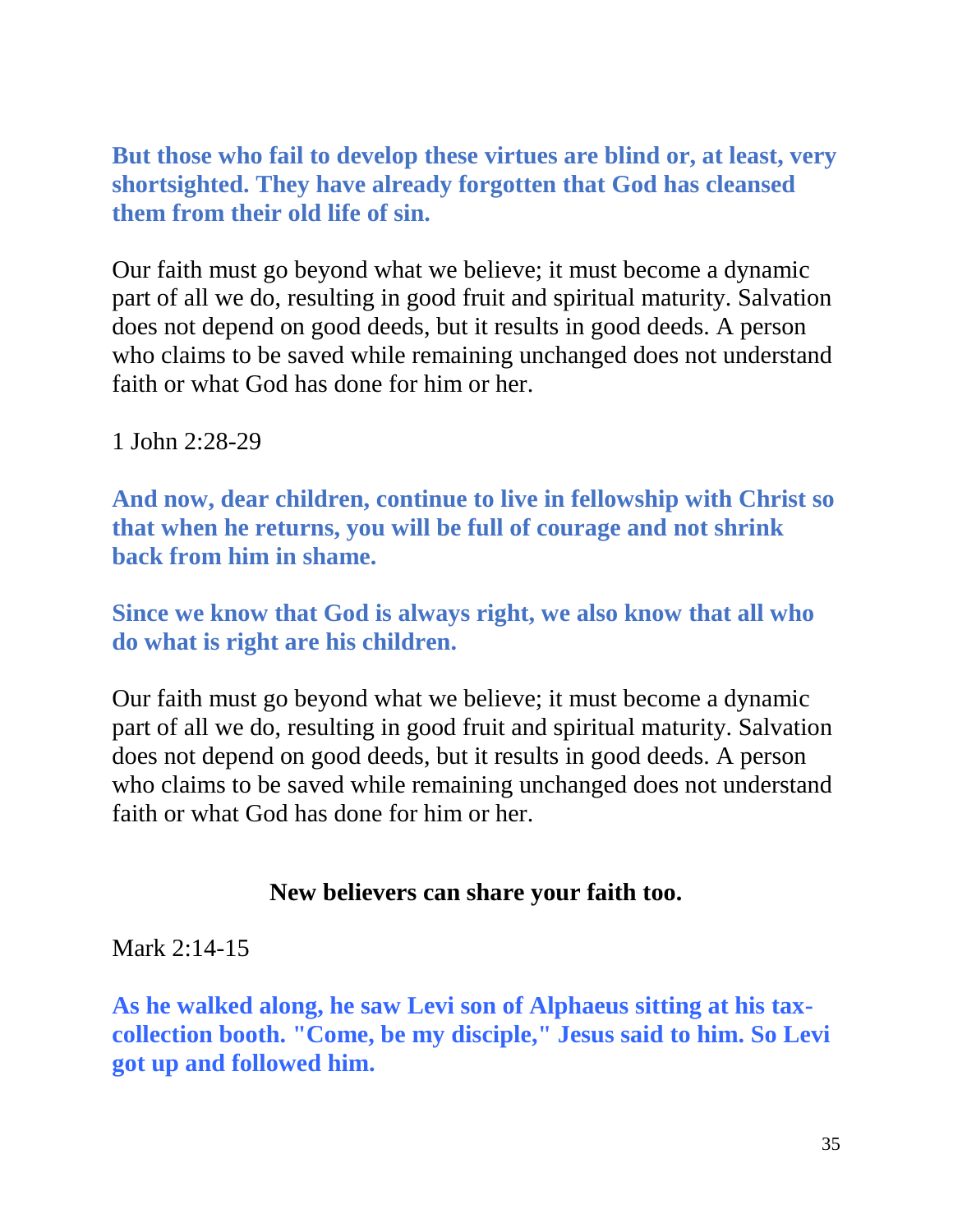**But those who fail to develop these virtues are blind or, at least, very shortsighted. They have already forgotten that God has cleansed them from their old life of sin.**

Our faith must go beyond what we believe; it must become a dynamic part of all we do, resulting in good fruit and spiritual maturity. Salvation does not depend on good deeds, but it results in good deeds. A person who claims to be saved while remaining unchanged does not understand faith or what God has done for him or her.

1 John 2:28-29

**And now, dear children, continue to live in fellowship with Christ so that when he returns, you will be full of courage and not shrink back from him in shame.**

**Since we know that God is always right, we also know that all who do what is right are his children.**

Our faith must go beyond what we believe; it must become a dynamic part of all we do, resulting in good fruit and spiritual maturity. Salvation does not depend on good deeds, but it results in good deeds. A person who claims to be saved while remaining unchanged does not understand faith or what God has done for him or her.

**New believers can share your faith too.**

Mark 2:14-15

**As he walked along, he saw Levi son of Alphaeus sitting at his tax-collection booth. "Come, be my disciple," Jesus said to him. So Levi got up and followed him.**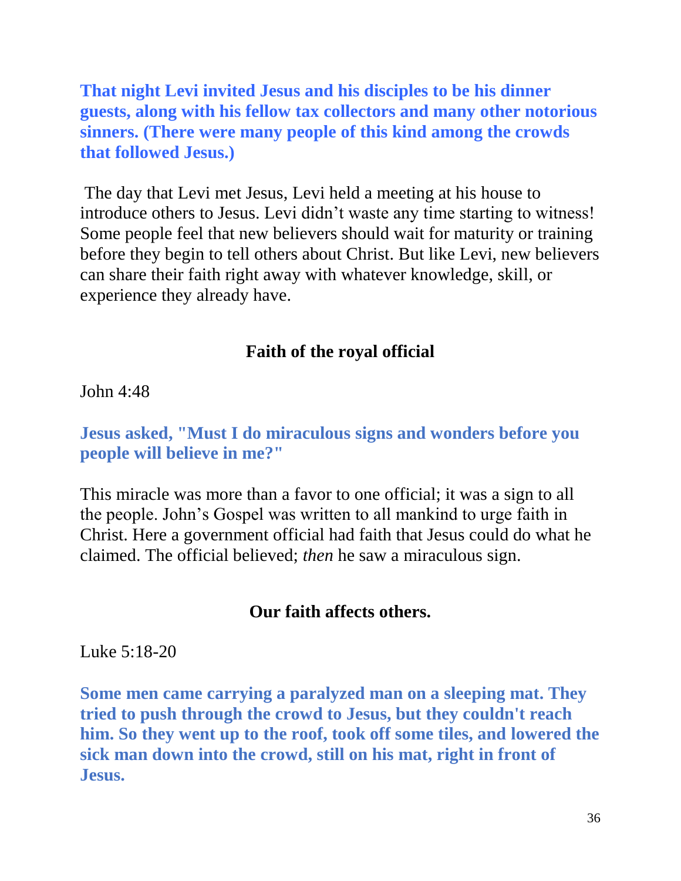**That night Levi invited Jesus and his disciples to be his dinner guests, along with his fellow tax collectors and many other notorious sinners. (There were many people of this kind among the crowds that followed Jesus.)**

The day that Levi met Jesus, Levi held a meeting at his house to introduce others to Jesus. Levi didn't waste any time starting to witness! Some people feel that new believers should wait for maturity or training before they begin to tell others about Christ. But like Levi, new believers can share their faith right away with whatever knowledge, skill, or experience they already have.

## Faith of the royal official

John 4:48

**Jesus asked, "Must I do miraculous signs and wonders before you people will believe in me?"**

This miracle was more than a favor to one official; it was a sign to all the people. John's Gospel was written to all mankind to urge faith in Christ. Here a government official had faith that Jesus could do what he claimed. The official believed; *then* he saw a miraculous sign.

## Our faith affects others.

Luke 5:18-20

**Some men came carrying a paralyzed man on a sleeping mat. They tried to push through the crowd to Jesus, but they couldn't reach him. So they went up to the roof, took off some tiles, and lowered the sick man down into the crowd, still on his mat, right in front of Jesus.**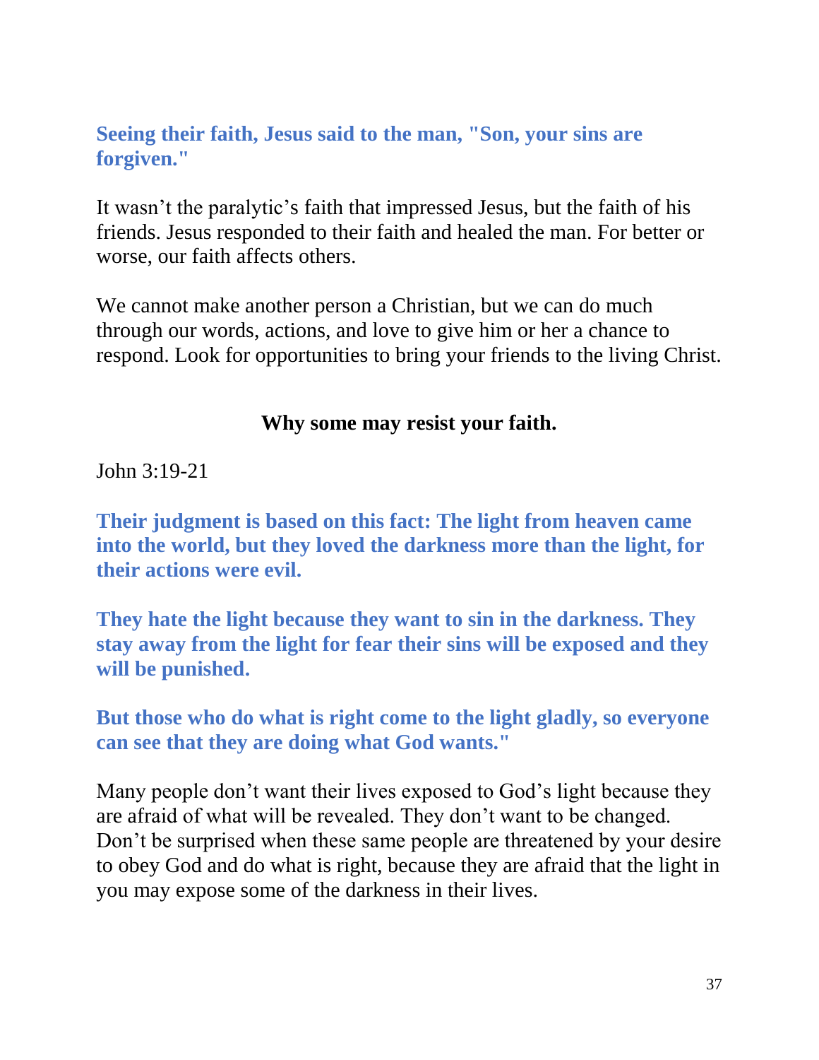**Seeing their faith, Jesus said to the man, "Son, your sins are forgiven."**

It wasn't the paralytic's faith that impressed Jesus, but the faith of his friends. Jesus responded to their faith and healed the man. For better or worse, our faith affects others.

We cannot make another person a Christian, but we can do much through our words, actions, and love to give him or her a chance to respond. Look for opportunities to bring your friends to the living Christ.

## Why some may resist your faith.

John 3:19-21

**Their judgment is based on this fact: The light from heaven came into the world, but they loved the darkness more than the light, for their actions were evil.**

**They hate the light because they want to sin in the darkness. They stay away from the light for fear their sins will be exposed and they will be punished.**

**But those who do what is right come to the light gladly, so everyone can see that they are doing what God wants."**

Many people don't want their lives exposed to God's light because they are afraid of what will be revealed. They don't want to be changed. Don't be surprised when these same people are threatened by your desire to obey God and do what is right, because they are afraid that the light in you may expose some of the darkness in their lives.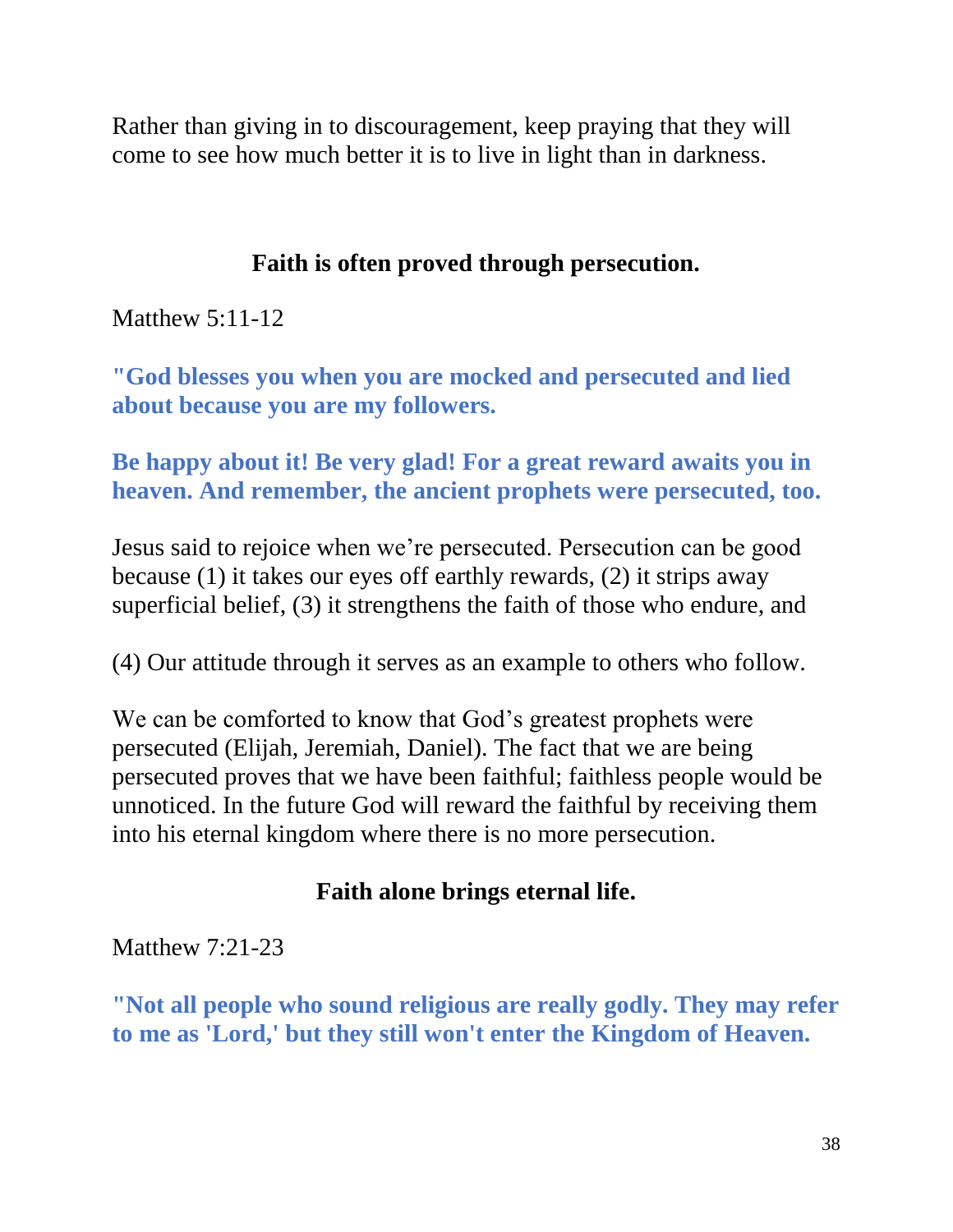Rather than giving in to discouragement, keep praying that they will come to see how much better it is to live in light than in darkness.

## Faith is often proved through persecution.

Matthew 5:11-12

**"God blesses you when you are mocked and persecuted and lied about because you are my followers.**

**Be happy about it! Be very glad! For a great reward awaits you in heaven. And remember, the ancient prophets were persecuted, too.**

Jesus said to rejoice when we're persecuted. Persecution can be good because (1) it takes our eyes off earthly rewards, (2) it strips away superficial belief, (3) it strengthens the faith of those who endure, and

(4) Our attitude through it serves as an example to others who follow.

We can be comforted to know that God's greatest prophets were persecuted (Elijah, Jeremiah, Daniel). The fact that we are being persecuted proves that we have been faithful; faithless people would be unnoticed. In the future God will reward the faithful by receiving them into his eternal kingdom where there is no more persecution.

## Faith alone brings eternal life.

Matthew 7:21-23

**"Not all people who sound religious are really godly. They may refer to me as 'Lord,' but they still won't enter the Kingdom of Heaven.**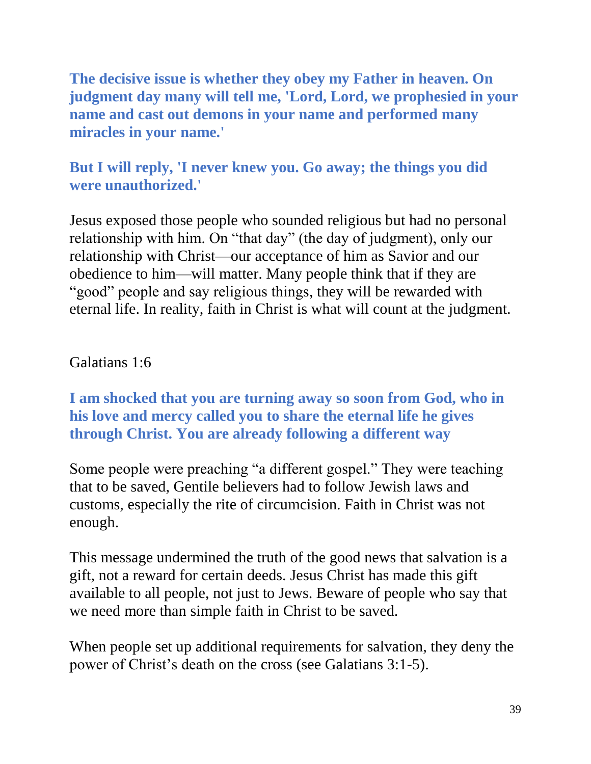**The decisive issue is whether they obey my Father in heaven. On judgment day many will tell me, 'Lord, Lord, we prophesied in your name and cast out demons in your name and performed many miracles in your name.'**

**But I will reply, 'I never knew you. Go away; the things you did were unauthorized.'**

Jesus exposed those people who sounded religious but had no personal relationship with him. On “that day” (the day of judgment), only our relationship with Christ—our acceptance of him as Savior and our obedience to him—will matter. Many people think that if they are “good” people and say religious things, they will be rewarded with eternal life. In reality, faith in Christ is what will count at the judgment.

Galatians 1:6

**I am shocked that you are turning away so soon from God, who in his love and mercy called you to share the eternal life he gives through Christ. You are already following a different way**

Some people were preaching “a different gospel.” They were teaching that to be saved, Gentile believers had to follow Jewish laws and customs, especially the rite of circumcision. Faith in Christ was not enough.

This message undermined the truth of the good news that salvation is a gift, not a reward for certain deeds. Jesus Christ has made this gift available to all people, not just to Jews. Beware of people who say that we need more than simple faith in Christ to be saved.

When people set up additional requirements for salvation, they deny the power of Christ’s death on the cross (see Galatians 3:1-5).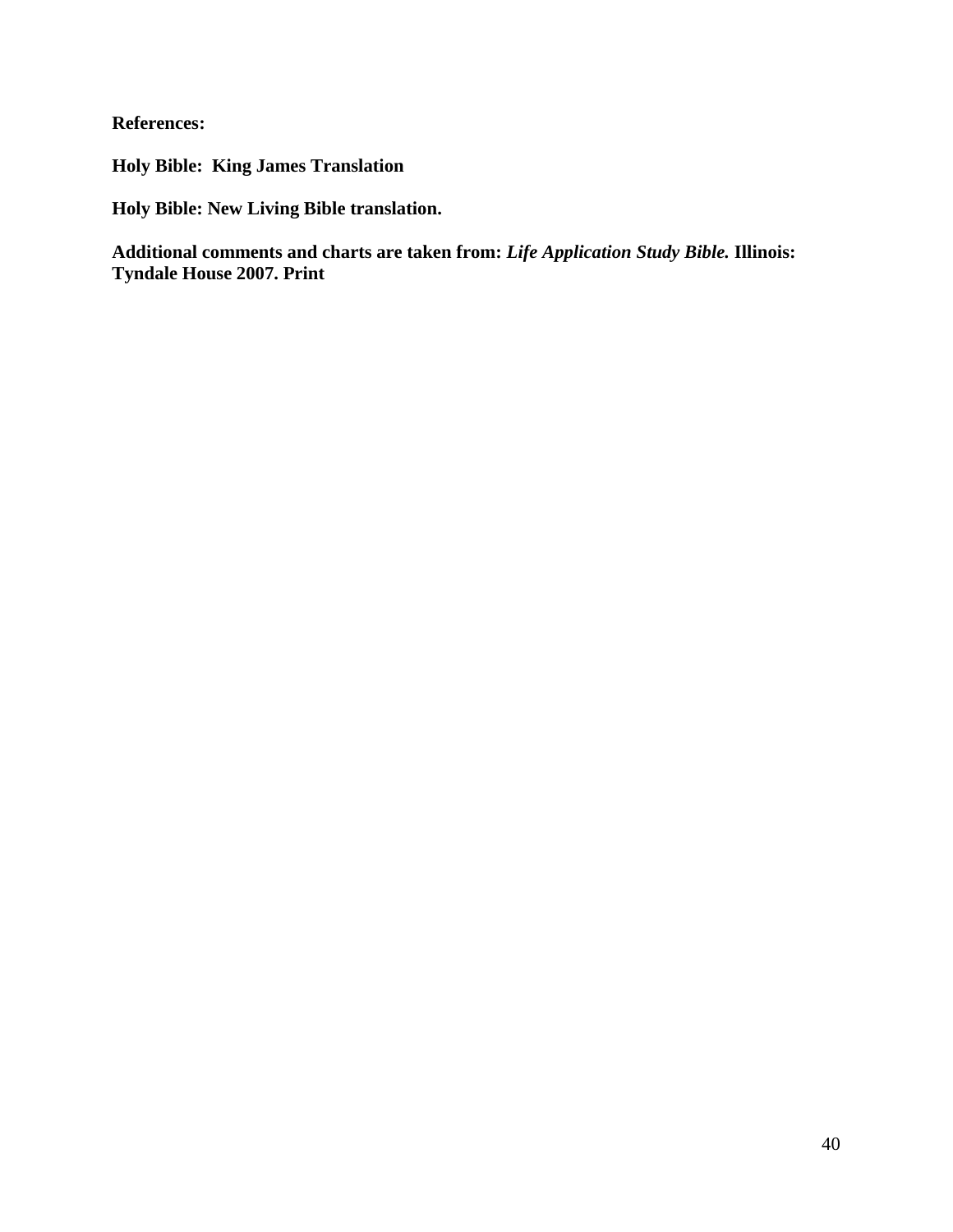**References:**

**Holy Bible:  King James Translation**

**Holy Bible: New Living Bible translation.**

**Additional comments and charts are taken from: *Life Application Study Bible.* Illinois: Tyndale House 2007. Print**